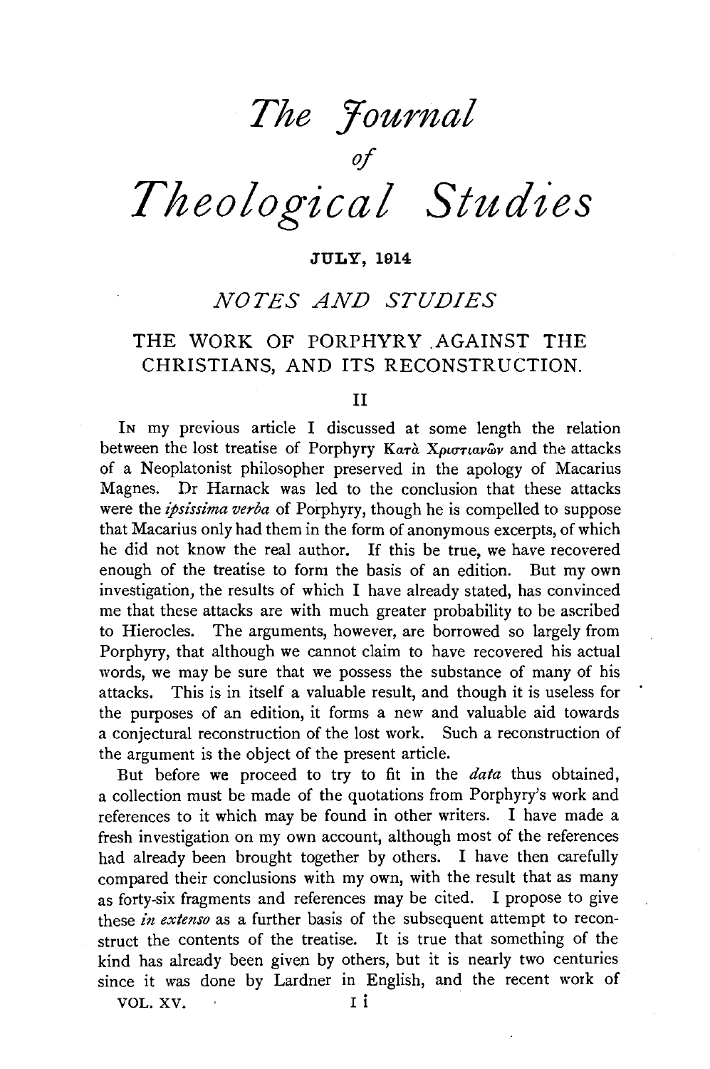# *The Journal of Theological Studies*

JULY, 1914

## *NOTES AND STUDIES*

### THE WORK OF PORPHYRY AGAINST THE CHRISTIANS, AND ITS RECONSTRUCTION.

II

IN my previous article I discussed at some length the relation between the lost treatise of Porphyry Κατὰ Χριστιανῶν and the attacks of a Neoplatonist philosopher preserved in the apology of Macarius Magnes. Dr Harnack was led to the conclusion that these attacks were the *ipsissima verba* of Porphyry, though he is compelled to suppose that Macarius only had them in the form of anonymous excerpts, of which he did not know the real author. If this be true, we have recovered enough of the treatise to form the basis of an edition. But my own investigation, the results of which I have already stated, has convinced me that these attacks are with much greater probability to be ascribed to Hierocles. The arguments, however, are borrowed so largely from Porphyry, that although we cannot claim to have recovered his actual words, we may be sure that we possess the substance of many of his attacks. This is in itself a valuable result, and though it is useless for the purposes of an edition, it forms a new and valuable aid towards a conjectural reconstruction of the lost work. Such a reconstruction of the argument is the object of the present article.

But before we proceed to try to fit in the *data* thus obtained, a collection must be made of the quotations from Porphyry's work and references to it which may be found in other writers. I have made a fresh investigation on my own account, although most of the references had already been brought together by others. I have then carefully compared their conclusions with my own, with the result that as many as forty-six fragments and references may be cited. I propose to give these *in extenso* as a further basis of the subsequent attempt to reconstruct the contents of the treatise. It is true that something of the kind has already been given by others, but it is nearly two centuries since it was done by Lardner in English, and the recent work of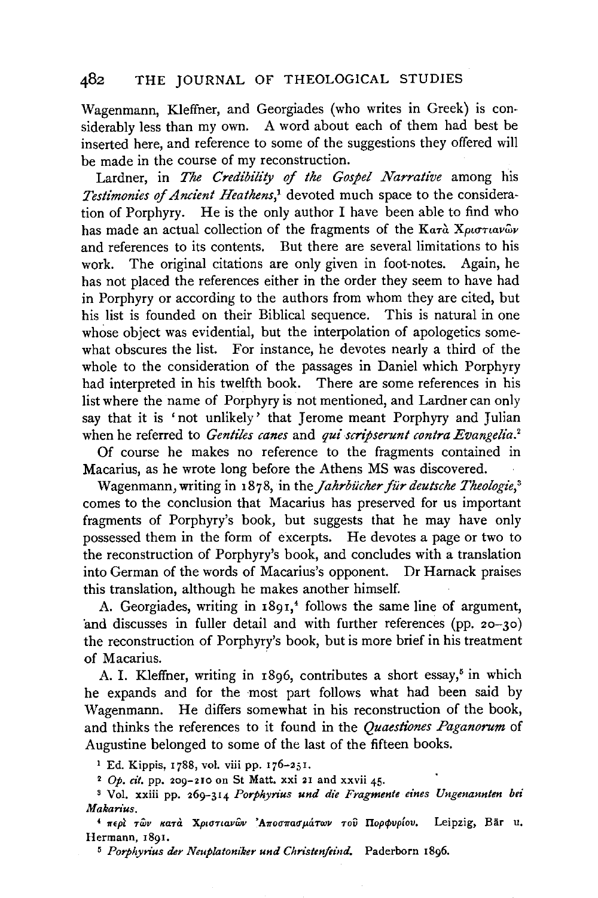Wagenmann, Kleffner, and Georgiades (who writes in Greek) is considerably less than my own. A word about each of them had best be inserted here, and reference to some of the suggestions they offered will be made in the course of my reconstruction.

Lardner, in *The Credibility of the Gospel Narrative* among his *Testimonies of Ancient Heathens*,[1] devoted much space to the consideration of Porphyry. He is the only author I have been able to find who has made an actual collection of the fragments of the Κατὰ Χριστιανῶν and references to its contents. But there are several limitations to his work. The original citations are only given in foot-notes. Again, he has not placed the references either in the order they seem to have had in Porphyry or according to the authors from whom they are cited, but his list is founded on their Biblical sequence. This is natural in one whose object was evidential, but the interpolation of apologetics somewhat obscures the list. For instance, he devotes nearly a third of the whole to the consideration of the passages in Daniel which Porphyry had interpreted in his twelfth book. There are some references in his list where the name of Porphyry is not mentioned, and Lardner can only say that it is 'not unlikely' that Jerome meant Porphyry and Julian when he referred to *Gentiles canes* and *qui scripserunt contra Evangelia*.[2]

Of course he makes no reference to the fragments contained in Macarius, as he wrote long before the Athens MS was discovered.

Wagenmann, writing in 1878, in the *Jahrbücher für deutsche Theologie*,[3] comes to the conclusion that Macarius has preserved for us important fragments of Porphyry's book, but suggests that he may have only possessed them in the form of excerpts. He devotes a page or two to the reconstruction of Porphyry's book, and concludes with a translation into German of the words of Macarius's opponent. Dr Harnack praises this translation, although he makes another himself.

A. Georgiades, writing in 1891,[4] follows the same line of argument, and discusses in fuller detail and with further references (pp. 20–30) the reconstruction of Porphyry's book, but is more brief in his treatment of Macarius.

A. I. Kleffner, writing in 1896, contributes a short essay,[5] in which he expands and for the most part follows what had been said by Wagenmann. He differs somewhat in his reconstruction of the book, and thinks the references to it found in the *Quaestiones Paganorum* of Augustine belonged to some of the last of the fifteen books.

[1] Ed. Kippis, 1788, vol. viii pp. 176–251.

[2] *Op. cit.* pp. 209–210 on St Matt. xxi 21 and xxvii 45.

[3] Vol. xxiii pp. 269–314 *Porphyrius und die Fragmente eines Ungenannten bei Makarius*.

[4] περὶ τῶν κατὰ Χριστιανῶν Ἀποσπασμάτων τοῦ Πορφυρίου. Leipzig, Bär u. Hermann, 1891.

[5] *Porphyrius der Neuplatoniker und Christenfeind.* Paderborn 1896.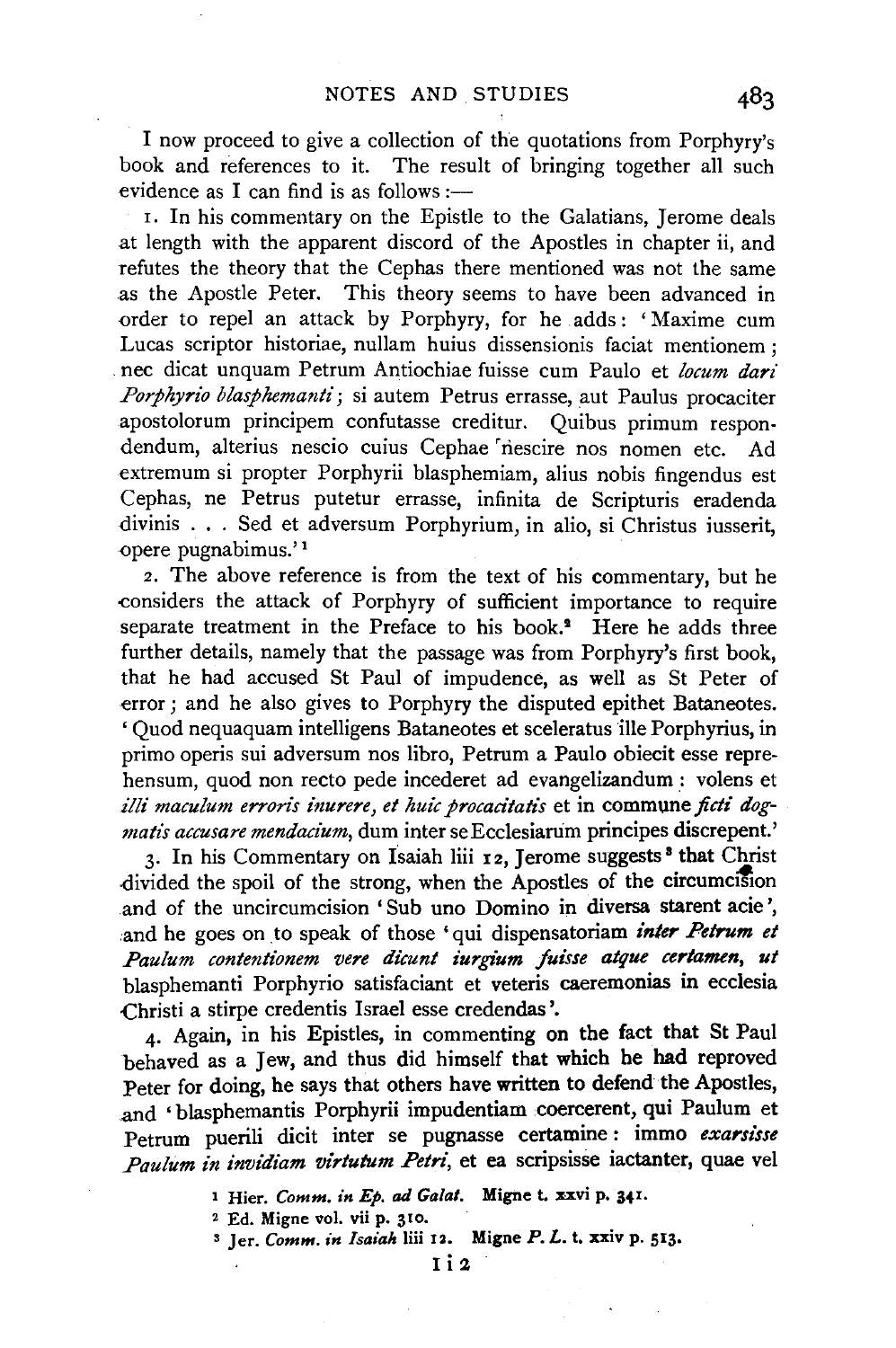I now proceed to give a collection of the quotations from Porphyry's book and references to it. The result of bringing together all such evidence as I can find is as follows:—

1. In his commentary on the Epistle to the Galatians, Jerome deals at length with the apparent discord of the Apostles in chapter ii, and refutes the theory that the Cephas there mentioned was not the same as the Apostle Peter. This theory seems to have been advanced in order to repel an attack by Porphyry, for he adds: 'Maxime cum Lucas scriptor historiae, nullam huius dissensionis faciat mentionem; nec dicat unquam Petrum Antiochiae fuisse cum Paulo et *locum dari Porphyrio blasphemanti*; si autem Petrus errasse, aut Paulus procaciter apostolorum principem confutasse creditur. Quibus primum respondendum, alterius nescio cuius Cephae nescire nos nomen etc. Ad extremum si propter Porphyrii blasphemiam, alius nobis fingendus est Cephas, ne Petrus putetur errasse, infinita de Scripturis eradenda divinis . . . Sed et adversum Porphyrium, in alio, si Christus iusserit, opere pugnabimus.'[1]

2. The above reference is from the text of his commentary, but he considers the attack of Porphyry of sufficient importance to require separate treatment in the Preface to his book.[2] Here he adds three further details, namely that the passage was from Porphyry's first book, that he had accused St Paul of impudence, as well as St Peter of error; and he also gives to Porphyry the disputed epithet Bataneotes. 'Quod nequaquam intelligens Bataneotes et sceleratus ille Porphyrius, in primo operis sui adversum nos libro, Petrum a Paulo obiecit esse reprehensum, quod non recto pede incederet ad evangelizandum: volens et *illi maculum erroris inurere, et huic procacitatis* et in commune *ficti dogmatis accusare mendacium*, dum inter se Ecclesiarum principes discrepent.'

3. In his Commentary on Isaiah liii 12, Jerome suggests[3] that Christ divided the spoil of the strong, when the Apostles of the circumcision and of the uncircumcision 'Sub uno Domino in diversa starent acie', and he goes on to speak of those 'qui dispensatoriam *inter Petrum et Paulum contentionem vere dicunt iurgium fuisse atque certamen, ut* blasphemanti Porphyrio satisfaciant et veteris caeremonias in ecclesia Christi a stirpe credentis Israel esse credendas'.

4. Again, in his Epistles, in commenting on the fact that St Paul behaved as a Jew, and thus did himself that which he had reproved Peter for doing, he says that others have written to defend the Apostles, and 'blasphemantis Porphyrii impudentiam coercerent, qui Paulum et Petrum puerili dicit inter se pugnasse certamine: immo *exarsisse Paulum in invidiam virtutum Petri*, et ea scripsisse iactanter, quae vel

[1] Hier. *Comm. in Ep. ad Galat.* Migne t. xxvi p. 341.

[2] Ed. Migne vol. vii p. 310.

[3] Jer. *Comm. in Isaiah* liii 12. Migne *P. L.* t. xxiv p. 513.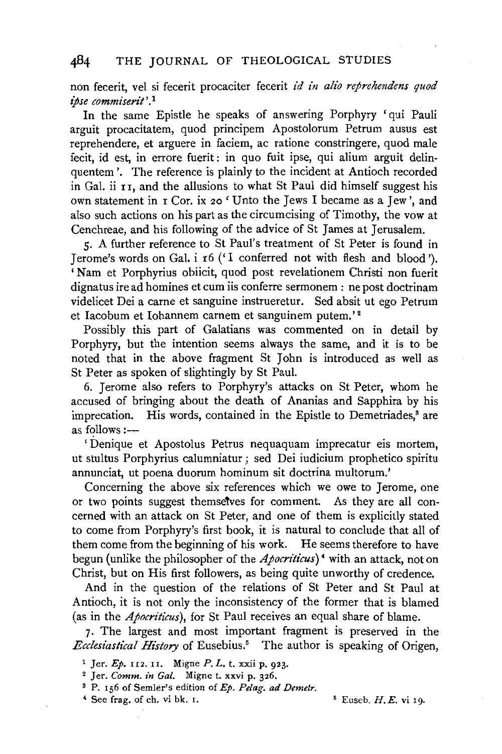non fecerit, vel si fecerit procaciter fecerit *id in alio reprehendens quod ipse commiserit*'.[1]

In the same Epistle he speaks of answering Porphyry 'qui Pauli arguit procacitatem, quod principem Apostolorum Petrum ausus est reprehendere, et arguere in faciem, ac ratione constringere, quod male fecit, id est, in errore fuerit: in quo fuit ipse, qui alium arguit delinquentem'. The reference is plainly to the incident at Antioch recorded in Gal. ii 11, and the allusions to what St Paul did himself suggest his own statement in 1 Cor. ix 20 'Unto the Jews I became as a Jew', and also such actions on his part as the circumcising of Timothy, the vow at Cenchreae, and his following of the advice of St James at Jerusalem.

5. A further reference to St Paul's treatment of St Peter is found in Jerome's words on Gal. i 16 ('I conferred not with flesh and blood'). 'Nam et Porphyrius obiicit, quod post revelationem Christi non fuerit dignatus ire ad homines et cum iis conferre sermonem: ne post doctrinam videlicet Dei a carne et sanguine instrueretur. Sed absit ut ego Petrum et Iacobum et Iohannem carnem et sanguinem putem.'[2]

Possibly this part of Galatians was commented on in detail by Porphyry, but the intention seems always the same, and it is to be noted that in the above fragment St John is introduced as well as St Peter as spoken of slightingly by St Paul.

6. Jerome also refers to Porphyry's attacks on St Peter, whom he accused of bringing about the death of Ananias and Sapphira by his imprecation. His words, contained in the Epistle to Demetriades,[3] are as follows:—

'Denique et Apostolus Petrus nequaquam imprecatur eis mortem, ut stultus Porphyrius calumniatur; sed Dei iudicium prophetico spiritu annunciat, ut poena duorum hominum sit doctrina multorum.'

Concerning the above six references which we owe to Jerome, one or two points suggest themselves for comment. As they are all concerned with an attack on St Peter, and one of them is explicitly stated to come from Porphyry's first book, it is natural to conclude that all of them come from the beginning of his work. He seems therefore to have begun (unlike the philosopher of the *Apocriticus*)[4] with an attack, not on Christ, but on His first followers, as being quite unworthy of credence.

And in the question of the relations of St Peter and St Paul at Antioch, it is not only the inconsistency of the former that is blamed (as in the *Apocriticus*), for St Paul receives an equal share of blame.

7. The largest and most important fragment is preserved in the *Ecclesiastical History* of Eusebius.[5] The author is speaking of Origen,

[1] Jer. *Ep.* 112. 11. Migne *P. L.* t. xxii p. 923.

[2] Jer. *Comm. in Gal.* Migne t. xxvi p. 326.

[3] P. 156 of Semler's edition of *Ep. Pelag. ad Demetr.*

[4] See frag. of ch. vi bk. 1.

[5] Euseb. *H. E.* vi 19.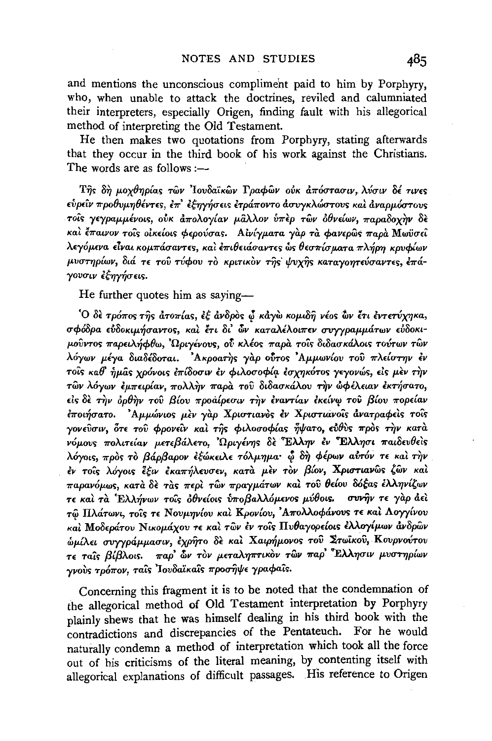and mentions the unconscious compliment paid to him by Porphyry, who, when unable to attack the doctrines, reviled and calumniated their interpreters, especially Origen, finding fault with his allegorical method of interpreting the Old Testament.

He then makes two quotations from Porphyry, stating afterwards that they occur in the third book of his work against the Christians. The words are as follows:—

*Τῆς δὴ μοχθηρίας τῶν Ἰουδαϊκῶν Γραφῶν οὐκ ἀπόστασιν, λύσιν δέ τινες εὑρεῖν προθυμηθέντες, ἐπ' ἐξηγήσεις ἐτράποντο ἀσυγκλώστους καὶ ἀναρμόστους τοῖς γεγραμμένοις, οὐκ ἀπολογίαν μᾶλλον ὑπὲρ τῶν ὀθνείων, παραδοχὴν δὲ καὶ ἔπαινον τοῖς οἰκείοις φερούσας. Αἰνίγματα γὰρ τὰ φανερῶς παρὰ Μωϋσεῖ λεγόμενα εἶναι κομπάσαντες, καὶ ἐπιθειάσαντες ὡς θεσπίσματα πλήρη κρυφίων μυστηρίων, διά τε τοῦ τύφου τὸ κριτικὸν τῆς ψυχῆς καταγοητεύσαντες, ἐπάγουσιν ἐξηγήσεις.*

He further quotes him as saying—

*Ὁ δὲ τρόπος τῆς ἀτοπίας, ἐξ ἀνδρὸς ᾧ κἀγὼ κομιδῇ νέος ὢν ἔτι ἐντετύχηκα, σφόδρα εὐδοκιμήσαντος, καὶ ἔτι δι' ὧν καταλέλοιπεν συγγραμμάτων εὐδοκιμοῦντος παρειλήφθω, Ὠριγένους, οὗ κλέος παρὰ τοῖς διδασκάλοις τούτων τῶν λόγων μέγα διαδέδοται. Ἀκροατὴς γὰρ οὗτος Ἀμμωνίου τοῦ πλείστην ἐν τοῖς καθ' ἡμᾶς χρόνοις ἐπίδοσιν ἐν φιλοσοφίᾳ ἐσχηκότος γεγονώς, εἰς μὲν τὴν τῶν λόγων ἐμπειρίαν, πολλὴν παρὰ τοῦ διδασκάλου τὴν ὠφέλειαν ἐκτήσατο, εἰς δὲ τὴν ὀρθὴν τοῦ βίου προαίρεσιν τὴν ἐναντίαν ἐκείνῳ τοῦ βίου πορείαν ἐποιήσατο. Ἀμμώνιος μὲν γὰρ Χριστιανὸς ἐν Χριστιανοῖς ἀνατραφεὶς τοῖς γονεῦσιν, ὅτε τοῦ φρονεῖν καὶ τῆς φιλοσοφίας ἥψατο, εὐθὺς πρὸς τὴν κατὰ νόμους πολιτείαν μετεβάλετο, Ὠριγένης δὲ Ἕλλην ἐν Ἕλλησι παιδευθεὶς λόγοις, πρὸς τὸ βάρβαρον ἐξώκειλε τόλμημα· ᾧ δὴ φέρων αὐτόν τε καὶ τὴν ἐν τοῖς λόγοις ἕξιν ἐκαπήλευσεν, κατὰ μὲν τὸν βίον, Χριστιανῶς ζῶν καὶ παρανόμως, κατὰ δὲ τὰς περὶ τῶν πραγμάτων καὶ τοῦ θείου δόξας ἑλληνίζων τε καὶ τὰ Ἑλλήνων τοῖς ὀθνείοις ὑποβαλλόμενος μύθοις. συνῆν τε γὰρ ἀεὶ τῷ Πλάτωνι, τοῖς τε Νουμηνίου καὶ Κρονίου, Ἀπολλοφάνους τε καὶ Λογγίνου καὶ Μοδεράτου Νικομάχου τε καὶ τῶν ἐν τοῖς Πυθαγορείοις ἐλλογίμων ἀνδρῶν ὡμίλει συγγράμμασιν, ἐχρῆτο δὲ καὶ Χαιρήμονος τοῦ Στωϊκοῦ, Κουρνούτου τε ταῖς βίβλοις. παρ' ὧν τὸν μεταληπτικὸν τῶν παρ' Ἕλλησιν μυστηρίων γνοὺς τρόπον, ταῖς Ἰουδαϊκαῖς προσῆψε γραφαῖς.*

Concerning this fragment it is to be noted that the condemnation of the allegorical method of Old Testament interpretation by Porphyry plainly shews that he was himself dealing in his third book with the contradictions and discrepancies of the Pentateuch. For he would naturally condemn a method of interpretation which took all the force out of his criticisms of the literal meaning, by contenting itself with allegorical explanations of difficult passages. His reference to Origen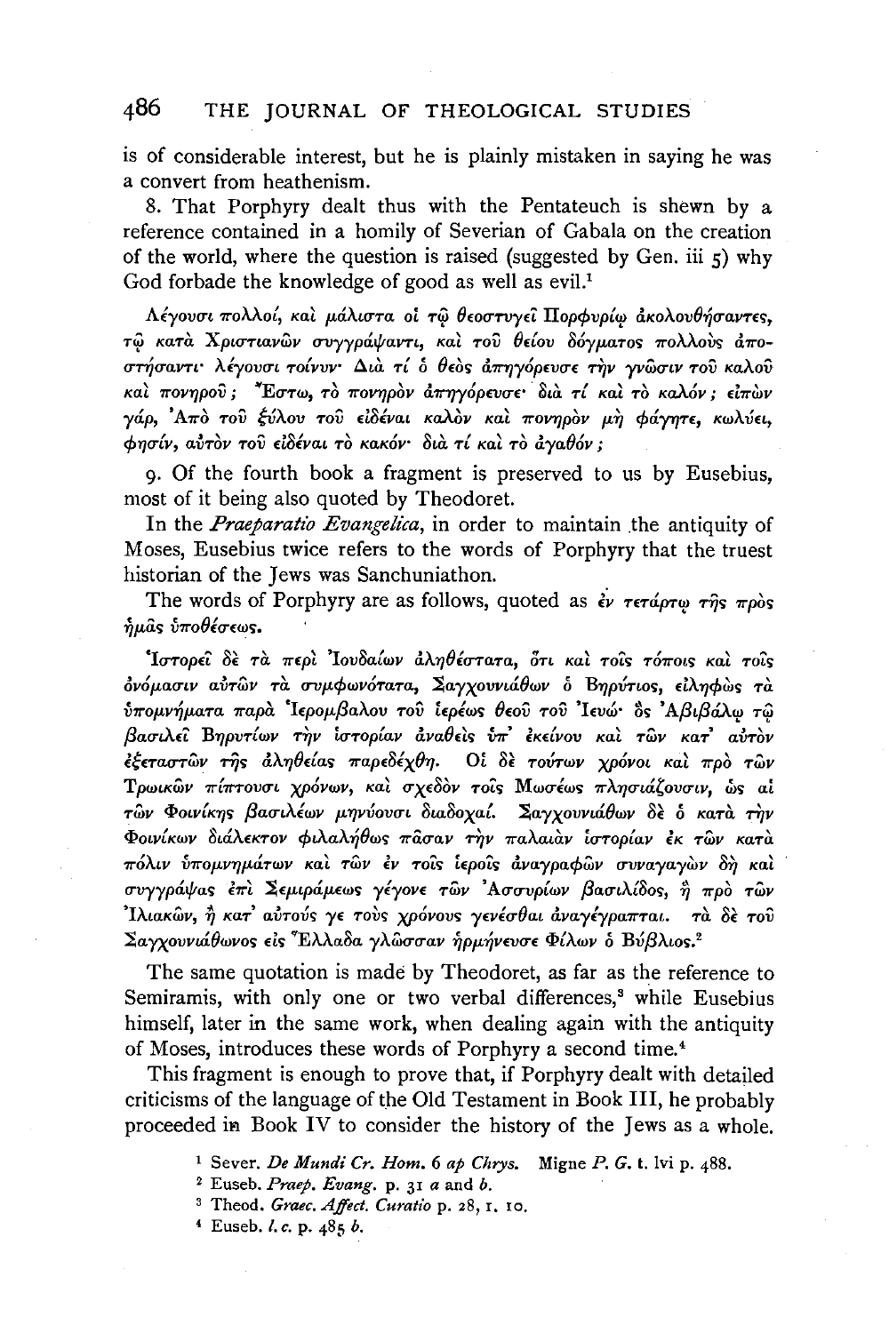is of considerable interest, but he is plainly mistaken in saying he was a convert from heathenism.

8. That Porphyry dealt thus with the Pentateuch is shewn by a reference contained in a homily of Severian of Gabala on the creation of the world, where the question is raised (suggested by Gen. iii 5) why God forbade the knowledge of good as well as evil.[1]

Λέγουσι πολλοί, καὶ μάλιστα οἱ τῷ θεοστυγεῖ Πορφυρίῳ ἀκολουθήσαντες, τῷ κατὰ Χριστιανῶν συγγράψαντι, καὶ τοῦ θείου δόγματος πολλοὺς ἀποστήσαντι· λέγουσι τοίνυν· Διὰ τί ὁ θεὸς ἀπηγόρευσε τὴν γνῶσιν τοῦ καλοῦ καὶ πονηροῦ; Ἔστω, τὸ πονηρὸν ἀπηγόρευσε· διὰ τί καὶ τὸ καλόν; εἰπὼν γάρ, Ἀπὸ τοῦ ξύλου τοῦ εἰδέναι καλὸν καὶ πονηρὸν μὴ φάγητε, κωλύει, φησίν, αὐτὸν τοῦ εἰδέναι τὸ κακόν· διὰ τί καὶ τὸ ἀγαθόν;

9. Of the fourth book a fragment is preserved to us by Eusebius, most of it being also quoted by Theodoret.

In the *Praeparatio Evangelica*, in order to maintain the antiquity of Moses, Eusebius twice refers to the words of Porphyry that the truest historian of the Jews was Sanchuniathon.

The words of Porphyry are as follows, quoted as ἐν τετάρτῳ τῆς πρὸς ἡμᾶς ὑποθέσεως.

Ἱστορεῖ δὲ τὰ περὶ Ἰουδαίων ἀληθέστατα, ὅτι καὶ τοῖς τόποις καὶ τοῖς ὀνόμασιν αὐτῶν τὰ συμφωνότατα, Σαγχουνιάθων ὁ Βηρύτιος, εἰληφὼς τὰ ὑπομνήματα παρὰ Ἱερομβάλου τοῦ ἱερέως θεοῦ τοῦ Ἰευώ· ὃς Ἀβιβάλῳ τῷ βασιλεῖ Βηρυτίων τὴν ἱστορίαν ἀναθεὶς ὑπ' ἐκείνου καὶ τῶν κατ' αὐτὸν ἐξεταστῶν τῆς ἀληθείας παρεδέχθη. Οἱ δὲ τούτων χρόνοι καὶ πρὸ τῶν Τρωικῶν πίπτουσι χρόνων, καὶ σχεδὸν τοῖς Μωσέως πλησιάζουσιν, ὡς αἱ τῶν Φοινίκης βασιλέων μηνύουσι διαδοχαί. Σαγχουνιάθων δὲ ὁ κατὰ τὴν Φοινίκων διάλεκτον φιλαλήθως πᾶσαν τὴν παλαιὰν ἱστορίαν ἐκ τῶν κατὰ πόλιν ὑπομνημάτων καὶ τῶν ἐν τοῖς ἱεροῖς ἀναγραφῶν συναγαγὼν δὴ καὶ συγγράψας ἐπὶ Σεμιράμεως γέγονε τῶν Ἀσσυρίων βασιλίδος, ἣ πρὸ τῶν Ἰλιακῶν, ἢ κατ' αὐτούς γε τοὺς χρόνους γενέσθαι ἀναγέγραπται. τὰ δὲ τοῦ Σαγχουνιάθωνος εἰς Ἕλλαδα γλῶσσαν ἡρμήνευσε Φίλων ὁ Βύβλιος.[2]

The same quotation is made by Theodoret, as far as the reference to Semiramis, with only one or two verbal differences,[3] while Eusebius himself, later in the same work, when dealing again with the antiquity of Moses, introduces these words of Porphyry a second time.[4]

This fragment is enough to prove that, if Porphyry dealt with detailed criticisms of the language of the Old Testament in Book III, he probably proceeded in Book IV to consider the history of the Jews as a whole.

[1] Sever. *De Mundi Cr. Hom.* 6 *ap Chrys.* Migne *P. G.* t. lvi p. 488.

[2] Euseb. *Praep. Evang.* p. 31 *a* and *b*.

[3] Theod. *Graec. Affect. Curatio* p. 28, 1. 10.

[4] Euseb. *l. c.* p. 485 *b*.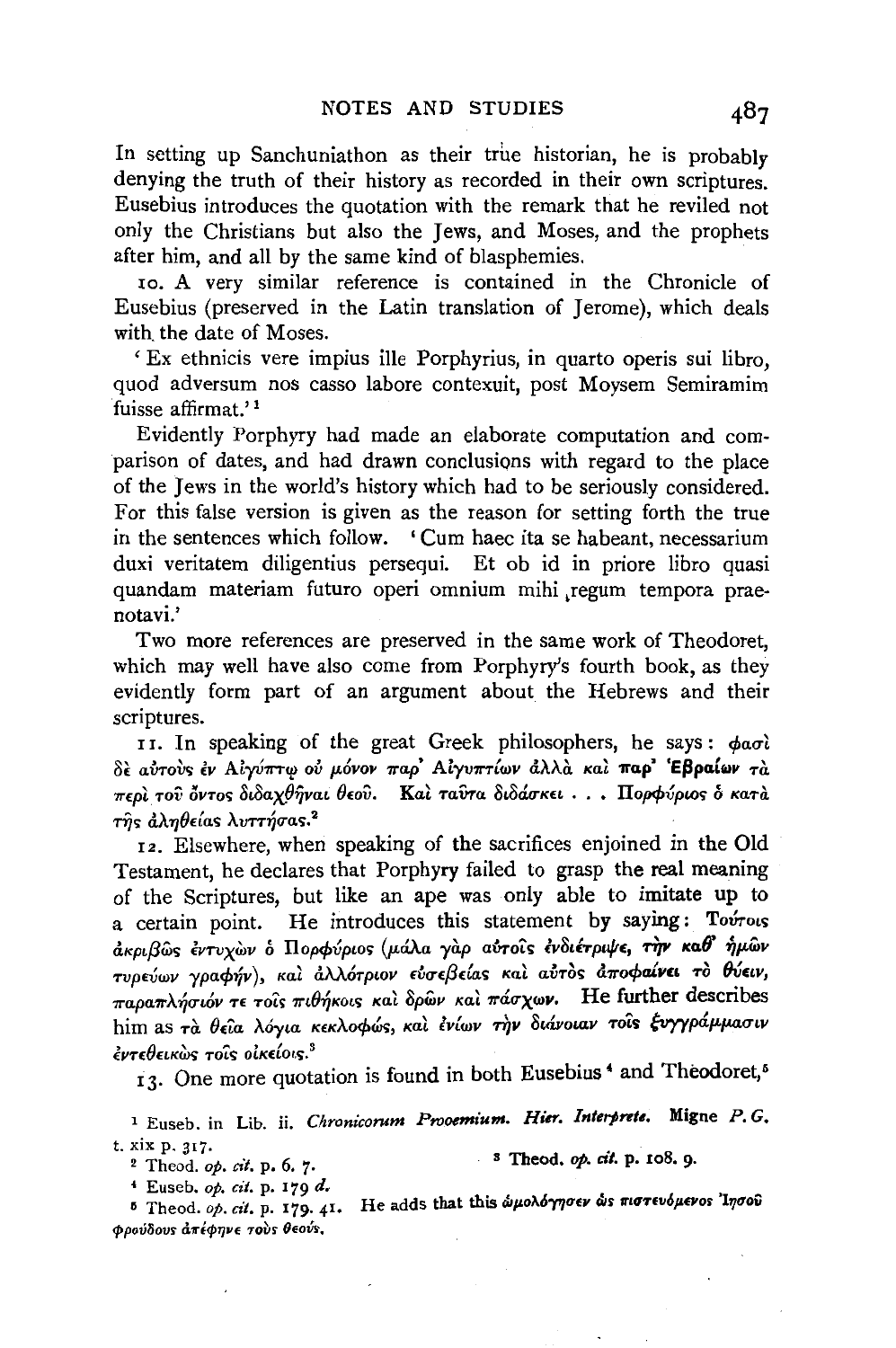In setting up Sanchuniathon as their true historian, he is probably denying the truth of their history as recorded in their own scriptures. Eusebius introduces the quotation with the remark that he reviled not only the Christians but also the Jews, and Moses, and the prophets after him, and all by the same kind of blasphemies.

10. A very similar reference is contained in the Chronicle of Eusebius (preserved in the Latin translation of Jerome), which deals with the date of Moses.

'Ex ethnicis vere impius ille Porphyrius, in quarto operis sui libro, quod adversum nos casso labore contexuit, post Moysem Semiramim fuisse affirmat.'[1]

Evidently Porphyry had made an elaborate computation and comparison of dates, and had drawn conclusions with regard to the place of the Jews in the world's history which had to be seriously considered. For this false version is given as the reason for setting forth the true in the sentences which follow. 'Cum haec ita se habeant, necessarium duxi veritatem diligentius persequi. Et ob id in priore libro quasi quandam materiam futuro operi omnium mihi regum tempora praenotavi.'

Two more references are preserved in the same work of Theodoret, which may well have also come from Porphyry's fourth book, as they evidently form part of an argument about the Hebrews and their scriptures.

11. In speaking of the great Greek philosophers, he says: φασὶ δὲ αὐτοὺς ἐν Αἰγύπτῳ οὐ μόνον παρ' Αἰγυπτίων ἀλλὰ καὶ παρ' Ἑβραίων τὰ περὶ τοῦ ὄντος διδαχθῆναι θεοῦ. Καὶ ταῦτα διδάσκει . . . Πορφύριος ὁ κατὰ τῆς ἀληθείας λυττήσας.[2]

12. Elsewhere, when speaking of the sacrifices enjoined in the Old Testament, he declares that Porphyry failed to grasp the real meaning of the Scriptures, but like an ape was only able to imitate up to a certain point. He introduces this statement by saying: Τούτοις ἀκριβῶς ἐντυχὼν ὁ Πορφύριος (μάλα γὰρ αὐτοῖς ἐνδιέτριψε, τὴν καθ' ἡμῶν τυρεύων γραφήν), καὶ ἀλλότριον εὐσεβείας καὶ αὐτὸς ἀποφαίνει τὸ θύειν, παραπλήσιόν τε τοῖς πιθήκοις καὶ δρῶν καὶ πάσχων. He further describes him as τὰ θεῖα λόγια κεκλοφώς, καὶ ἐνίων τὴν διάνοιαν τοῖς ξυγγράμμασιν ἐντεθεικὼς τοῖς οἰκείοις.[3]

13. One more quotation is found in both Eusebius[4] and Theodoret,[5]

[1] Euseb. in Lib. ii. *Chronicorum Prooemium. Hier. Interprete.* Migne *P. G.* t. xix p. 317.

[2] Theod. *op. cit.* p. 6. 7.

[3] Theod. *op. cit.* p. 108. 9.

[4] Euseb. *op. cit.* p. 179 *d*.

[5] Theod. *op. cit.* p. 179. 41. He adds that this ὡμολόγησεν ὡς πιστευόμενος Ἰησοῦ φρούδους ἀπέφηνε τοὺς θεούς.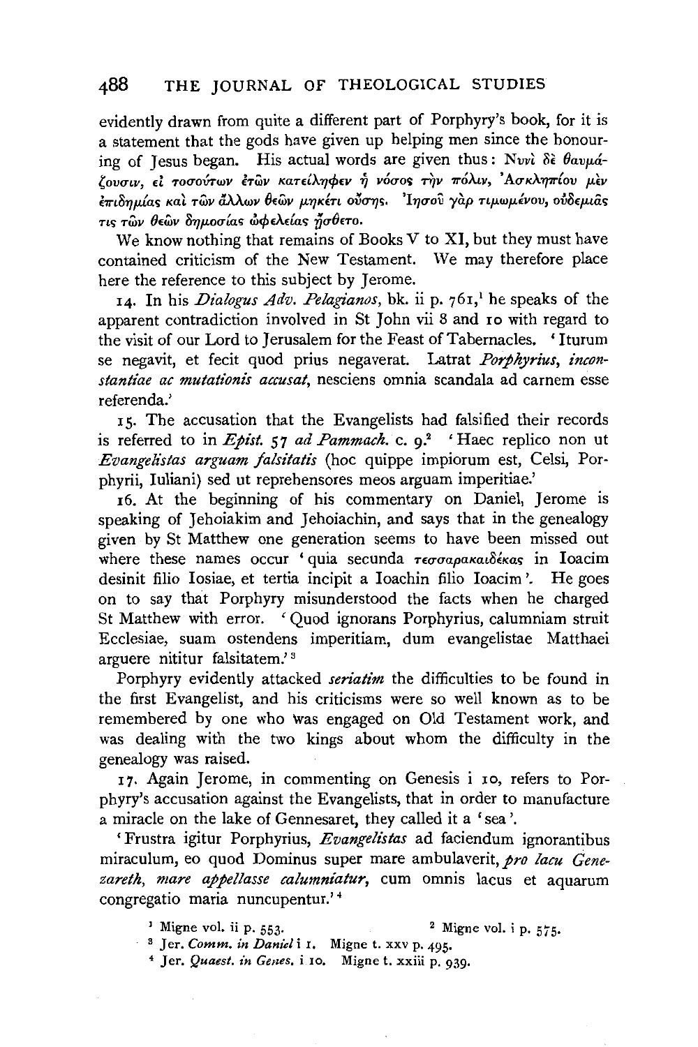evidently drawn from quite a different part of Porphyry's book, for it is a statement that the gods have given up helping men since the honouring of Jesus began. His actual words are given thus: Νυνὶ δὲ θαυμάζουσιν, εἰ τοσούτων ἐτῶν κατείληφεν ἡ νόσος τὴν πόλιν, Ἀσκληπίου μὲν ἐπιδημίας καὶ τῶν ἄλλων θεῶν μηκέτι οὔσης. Ἰησοῦ γὰρ τιμωμένου, οὐδεμιᾶς τις τῶν θεῶν δημοσίας ὠφελείας ᾔσθετο.

We know nothing that remains of Books V to XI, but they must have contained criticism of the New Testament. We may therefore place here the reference to this subject by Jerome.

14. In his *Dialogus Adv. Pelagianos*, bk. ii p. 761,[1] he speaks of the apparent contradiction involved in St John vii 8 and 10 with regard to the visit of our Lord to Jerusalem for the Feast of Tabernacles. 'Iturum se negavit, et fecit quod prius negaverat. Latrat *Porphyrius*, *inconstantiae ac mutationis accusat*, nesciens omnia scandala ad carnem esse referenda.'

15. The accusation that the Evangelists had falsified their records is referred to in *Epist.* 57 *ad Pammach.* c. 9.[2] 'Haec replico non ut *Evangelistas arguam falsitatis* (hoc quippe impiorum est, Celsi, Porphyrii, Iuliani) sed ut reprehensores meos arguam imperitiae.'

16. At the beginning of his commentary on Daniel, Jerome is speaking of Jehoiakim and Jehoiachin, and says that in the genealogy given by St Matthew one generation seems to have been missed out where these names occur 'quia secunda τεσσαρακαιδέκας in Ioacim desinit filio Iosiae, et tertia incipit a Ioachin filio Ioacim'. He goes on to say that Porphyry misunderstood the facts when he charged St Matthew with error. 'Quod ignorans Porphyrius, calumniam struit Ecclesiae, suam ostendens imperitiam, dum evangelistae Matthaei arguere nititur falsitatem.'[3]

Porphyry evidently attacked *seriatim* the difficulties to be found in the first Evangelist, and his criticisms were so well known as to be remembered by one who was engaged on Old Testament work, and was dealing with the two kings about whom the difficulty in the genealogy was raised.

17. Again Jerome, in commenting on Genesis i 10, refers to Porphyry's accusation against the Evangelists, that in order to manufacture a miracle on the lake of Gennesaret, they called it a 'sea'.

'Frustra igitur Porphyrius, *Evangelistas* ad faciendum ignorantibus miraculum, eo quod Dominus super mare ambulaverit, *pro lacu Genezareth, mare appellasse calumniatur*, cum omnis lacus et aquarum congregatio maria nuncupentur.'[4]

[1] Migne vol. ii p. 553.
[2] Migne vol. i p. 575.
[3] Jer. *Comm. in Daniel* i 1. Migne t. xxv p. 495.
[4] Jer. *Quaest. in Genes.* i 10. Migne t. xxiii p. 939.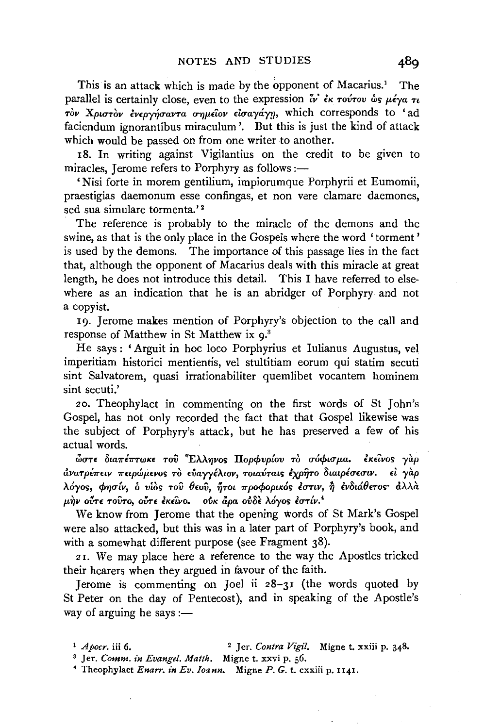This is an attack which is made by the opponent of Macarius.[1] The parallel is certainly close, even to the expression ἵν' ἐκ τούτου ὡς μέγα τι τὸν Χριστὸν ἐνεργήσαντα σημεῖον εἰσαγάγῃ, which corresponds to 'ad faciendum ignorantibus miraculum'. But this is just the kind of attack which would be passed on from one writer to another.

18. In writing against Vigilantius on the credit to be given to miracles, Jerome refers to Porphyry as follows:—

'Nisi forte in morem gentilium, impiorumque Porphyrii et Eumomii, praestigias daemonum esse confingas, et non vere clamare daemones, sed sua simulare tormenta.'[2]

The reference is probably to the miracle of the demons and the swine, as that is the only place in the Gospels where the word 'torment' is used by the demons. The importance of this passage lies in the fact that, although the opponent of Macarius deals with this miracle at great length, he does not introduce this detail. This I have referred to elsewhere as an indication that he is an abridger of Porphyry and not a copyist.

19. Jerome makes mention of Porphyry's objection to the call and response of Matthew in St Matthew ix 9.[3]

He says: 'Arguit in hoc loco Porphyrius et Iulianus Augustus, vel imperitiam historici mentientis, vel stultitiam eorum qui statim secuti sint Salvatorem, quasi irrationabiliter quemlibet vocantem hominem sint secuti.'

20. Theophylact in commenting on the first words of St John's Gospel, has not only recorded the fact that that Gospel likewise was the subject of Porphyry's attack, but he has preserved a few of his actual words.

*ὥστε διαπέπτωκε τοῦ Ἕλληνος Πορφυρίου τὸ σόφισμα. ἐκεῖνος γὰρ ἀνατρέπειν πειρώμενος τὸ εὐαγγέλιον, τοιαύταις ἐχρῆτο διαιρέσεσιν. εἰ γὰρ λόγος, φησίν, ὁ υἱὸς τοῦ θεοῦ, ἤτοι προφορικός ἐστιν, ἢ ἐνδιάθετος· ἀλλὰ μὴν οὔτε τοῦτο, οὔτε ἐκεῖνο. οὐκ ἄρα οὐδὲ λόγος ἐστίν.*[4]

We know from Jerome that the opening words of St Mark's Gospel were also attacked, but this was in a later part of Porphyry's book, and with a somewhat different purpose (see Fragment 38).

21. We may place here a reference to the way the Apostles tricked their hearers when they argued in favour of the faith.

Jerome is commenting on Joel ii 28–31 (the words quoted by St Peter on the day of Pentecost), and in speaking of the Apostle's way of arguing he says:—

---

[1] *Apocr.* iii 6.

[2] Jer. *Contra Vigil.* Migne t. xxiii p. 348.

[3] Jer. *Comm. in Evangel. Matth.* Migne t. xxvi p. 56.

[4] Theophylact *Enarr. in Ev. Ioann.* Migne *P. G.* t. cxxiii p. 1141.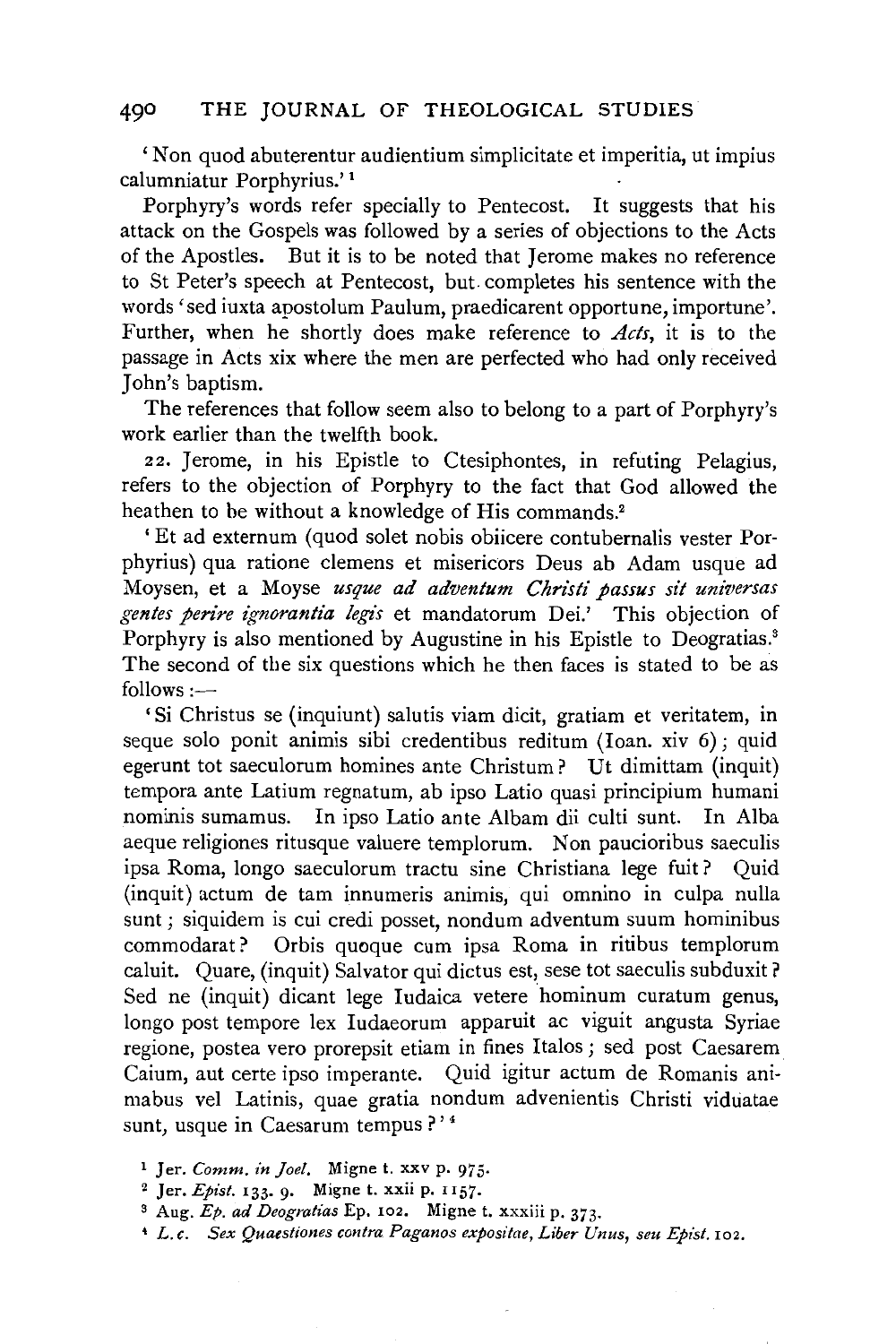'Non quod abuterentur audientium simplicitate et imperitia, ut impius calumniatur Porphyrius.' [1]

Porphyry's words refer specially to Pentecost. It suggests that his attack on the Gospels was followed by a series of objections to the Acts of the Apostles. But it is to be noted that Jerome makes no reference to St Peter's speech at Pentecost, but completes his sentence with the words 'sed iuxta apostolum Paulum, praedicarent opportune, importune'. Further, when he shortly does make reference to *Acts*, it is to the passage in Acts xix where the men are perfected who had only received John's baptism.

The references that follow seem also to belong to a part of Porphyry's work earlier than the twelfth book.

22. Jerome, in his Epistle to Ctesiphontes, in refuting Pelagius, refers to the objection of Porphyry to the fact that God allowed the heathen to be without a knowledge of His commands.[2]

'Et ad externum (quod solet nobis obiicere contubernalis vester Porphyrius) qua ratione clemens et misericors Deus ab Adam usque ad Moysen, et a Moyse *usque ad adventum Christi passus sit universas gentes perire ignorantia legis* et mandatorum Dei.' This objection of Porphyry is also mentioned by Augustine in his Epistle to Deogratias.[3] The second of the six questions which he then faces is stated to be as follows:—

'Si Christus se (inquiunt) salutis viam dicit, gratiam et veritatem, in seque solo ponit animis sibi credentibus reditum (Ioan. xiv 6); quid egerunt tot saeculorum homines ante Christum? Ut dimittam (inquit) tempora ante Latium regnatum, ab ipso Latio quasi principium humani nominis sumamus. In ipso Latio ante Albam dii culti sunt. In Alba aeque religiones ritusque valuere templorum. Non paucioribus saeculis ipsa Roma, longo saeculorum tractu sine Christiana lege fuit? Quid (inquit) actum de tam innumeris animis, qui omnino in culpa nulla sunt; siquidem is cui credi posset, nondum adventum suum hominibus commodarat? Orbis quoque cum ipsa Roma in ritibus templorum caluit. Quare, (inquit) Salvator qui dictus est, sese tot saeculis subduxit? Sed ne (inquit) dicant lege Iudaica vetere hominum curatum genus, longo post tempore lex Iudaeorum apparuit ac viguit angusta Syriae regione, postea vero prorepsit etiam in fines Italos; sed post Caesarem Caium, aut certe ipso imperante. Quid igitur actum de Romanis animabus vel Latinis, quae gratia nondum advenientis Christi viduatae sunt, usque in Caesarum tempus?' [4]

[1] Jer. *Comm. in Joel.* Migne t. xxv p. 975.

[2] Jer. *Epist.* 133. 9. Migne t. xxii p. 1157.

[3] Aug. *Ep. ad Deogratias* Ep. 102. Migne t. xxxiii p. 373.

[4] *L. c. Sex Quaestiones contra Paganos expositae, Liber Unus, seu Epist.* 102.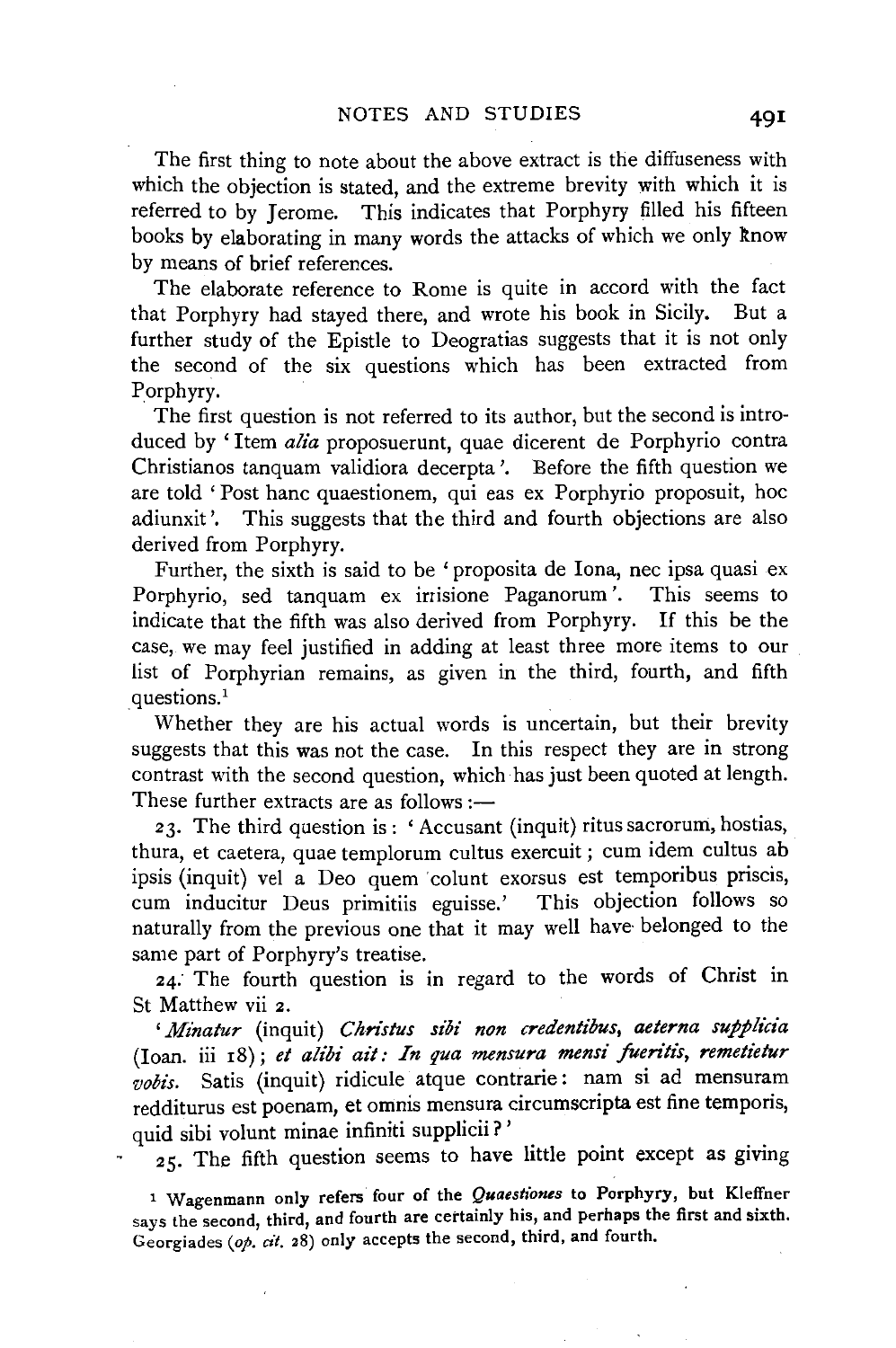The first thing to note about the above extract is the diffuseness with which the objection is stated, and the extreme brevity with which it is referred to by Jerome. This indicates that Porphyry filled his fifteen books by elaborating in many words the attacks of which we only know by means of brief references.

The elaborate reference to Rome is quite in accord with the fact that Porphyry had stayed there, and wrote his book in Sicily. But a further study of the Epistle to Deogratias suggests that it is not only the second of the six questions which has been extracted from Porphyry.

The first question is not referred to its author, but the second is introduced by 'Item *alia* proposuerunt, quae dicerent de Porphyrio contra Christianos tanquam validiora decerpta'. Before the fifth question we are told 'Post hanc quaestionem, qui eas ex Porphyrio proposuit, hoc adiunxit'. This suggests that the third and fourth objections are also derived from Porphyry.

Further, the sixth is said to be 'proposita de Iona, nec ipsa quasi ex Porphyrio, sed tanquam ex irrisione Paganorum'. This seems to indicate that the fifth was also derived from Porphyry. If this be the case, we may feel justified in adding at least three more items to our list of Porphyrian remains, as given in the third, fourth, and fifth questions.[1]

Whether they are his actual words is uncertain, but their brevity suggests that this was not the case. In this respect they are in strong contrast with the second question, which has just been quoted at length. These further extracts are as follows:—

23. The third question is: 'Accusant (inquit) ritus sacrorum, hostias, thura, et caetera, quae templorum cultus exercuit; cum idem cultus ab ipsis (inquit) vel a Deo quem colunt exorsus est temporibus priscis, cum inducitur Deus primitiis eguisse.' This objection follows so naturally from the previous one that it may well have belonged to the same part of Porphyry's treatise.

24. The fourth question is in regard to the words of Christ in St Matthew vii 2.

'*Minatur* (inquit) *Christus sibi non credentibus, aeterna supplicia* (Ioan. iii 18); *et alibi ait: In qua mensura mensi fueritis, remetietur vobis.* Satis (inquit) ridicule atque contrarie: nam si ad mensuram redditurus est poenam, et omnis mensura circumscripta est fine temporis, quid sibi volunt minae infiniti supplicii?'

25. The fifth question seems to have little point except as giving

[1] Wagenmann only refers four of the *Quaestiones* to Porphyry, but Kleffner says the second, third, and fourth are certainly his, and perhaps the first and sixth. Georgiades (*op. cit.* 28) only accepts the second, third, and fourth.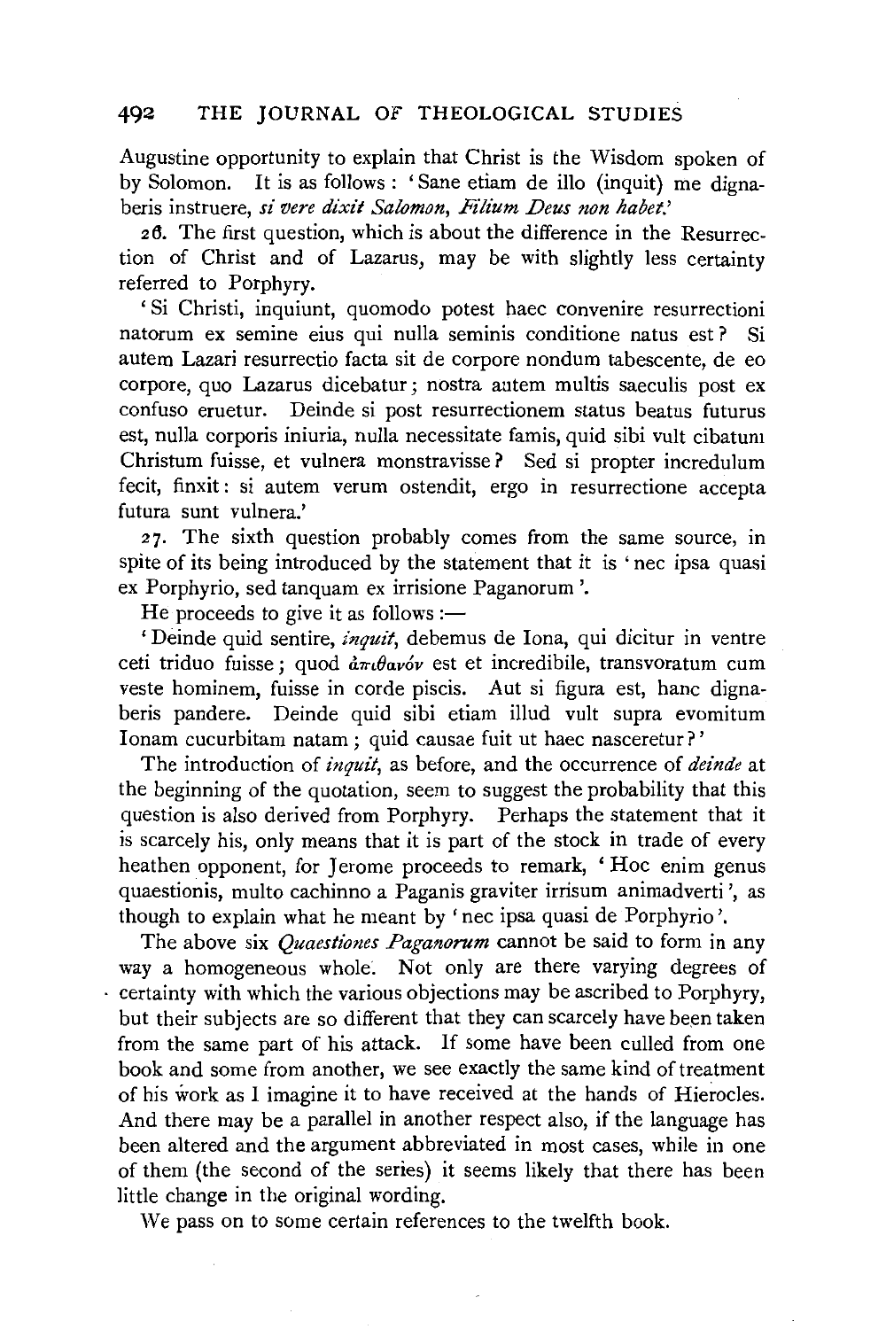Augustine opportunity to explain that Christ is the Wisdom spoken of by Solomon. It is as follows: 'Sane etiam de illo (inquit) me dignaberis instruere, *si vere dixit Salomon, Filium Deus non habet.*'

26. The first question, which is about the difference in the Resurrection of Christ and of Lazarus, may be with slightly less certainty referred to Porphyry.

'Si Christi, inquiunt, quomodo potest haec convenire resurrectioni natorum ex semine eius qui nulla seminis conditione natus est? Si autem Lazari resurrectio facta sit de corpore nondum tabescente, de eo corpore, quo Lazarus dicebatur; nostra autem multis saeculis post ex confuso eruetur. Deinde si post resurrectionem status beatus futurus est, nulla corporis iniuria, nulla necessitate famis, quid sibi vult cibatum Christum fuisse, et vulnera monstravisse? Sed si propter incredulum fecit, finxit: si autem verum ostendit, ergo in resurrectione accepta futura sunt vulnera.'

27. The sixth question probably comes from the same source, in spite of its being introduced by the statement that it is 'nec ipsa quasi ex Porphyrio, sed tanquam ex irrisione Paganorum'.

He proceeds to give it as follows:—

'Deinde quid sentire, *inquit*, debemus de Iona, qui dicitur in ventre ceti triduo fuisse; quod ἀπίθανόν est et incredibile, transvoratum cum veste hominem, fuisse in corde piscis. Aut si figura est, hanc dignaberis pandere. Deinde quid sibi etiam illud vult supra evomitum Ionam cucurbitam natam; quid causae fuit ut haec nasceretur?'

The introduction of *inquit*, as before, and the occurrence of *deinde* at the beginning of the quotation, seem to suggest the probability that this question is also derived from Porphyry. Perhaps the statement that it is scarcely his, only means that it is part of the stock in trade of every heathen opponent, for Jerome proceeds to remark, 'Hoc enim genus quaestionis, multo cachinno a Paganis graviter irrisum animadverti', as though to explain what he meant by 'nec ipsa quasi de Porphyrio'.

The above six *Quaestiones Paganorum* cannot be said to form in any way a homogeneous whole. Not only are there varying degrees of certainty with which the various objections may be ascribed to Porphyry, but their subjects are so different that they can scarcely have been taken from the same part of his attack. If some have been culled from one book and some from another, we see exactly the same kind of treatment of his work as I imagine it to have received at the hands of Hierocles. And there may be a parallel in another respect also, if the language has been altered and the argument abbreviated in most cases, while in one of them (the second of the series) it seems likely that there has been little change in the original wording.

We pass on to some certain references to the twelfth book.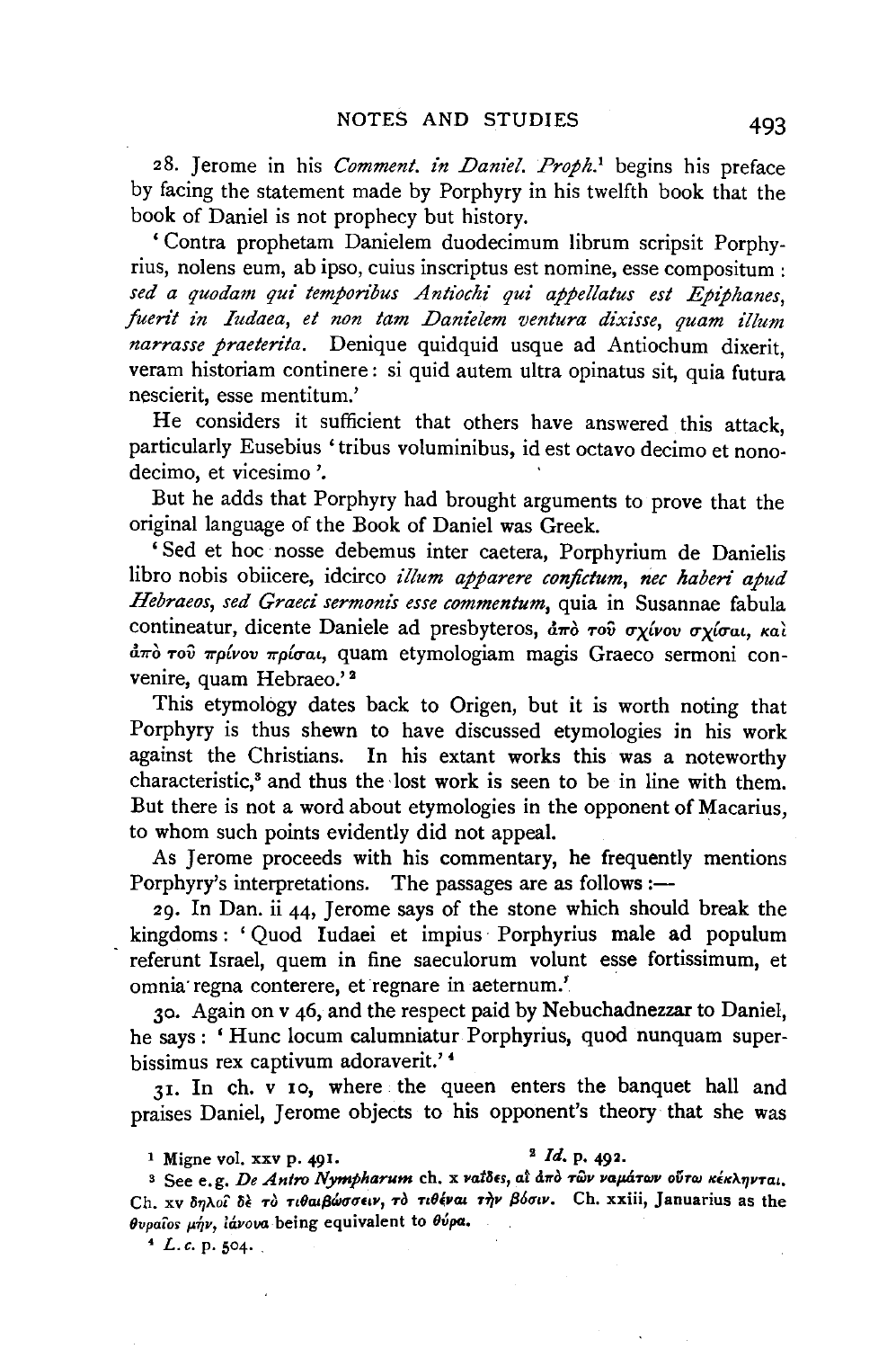28. Jerome in his *Comment. in Daniel. Proph.*[1] begins his preface by facing the statement made by Porphyry in his twelfth book that the book of Daniel is not prophecy but history.

'Contra prophetam Danielem duodecimum librum scripsit Porphyrius, nolens eum, ab ipso, cuius inscriptus est nomine, esse compositum: *sed a quodam qui temporibus Antiochi qui appellatus est Epiphanes, fuerit in Iudaea, et non tam Danielem ventura dixisse, quam illum narrasse praeterita.* Denique quidquid usque ad Antiochum dixerit, veram historiam continere: si quid autem ultra opinatus sit, quia futura nescierit, esse mentitum.'

He considers it sufficient that others have answered this attack, particularly Eusebius 'tribus voluminibus, id est octavo decimo et nonodecimo, et vicesimo'.

But he adds that Porphyry had brought arguments to prove that the original language of the Book of Daniel was Greek.

'Sed et hoc nosse debemus inter caetera, Porphyrium de Danielis libro nobis obiicere, idcirco *illum apparere confictum, nec haberi apud Hebraeos, sed Graeci sermonis esse commentum,* quia in Susannae fabula contineatur, dicente Daniele ad presbyteros, ἀπὸ τοῦ σχίνου σχίσαι, καὶ ἀπὸ τοῦ πρίνου πρίσαι, quam etymologiam magis Graeco sermoni convenire, quam Hebraeo.'[2]

This etymology dates back to Origen, but it is worth noting that Porphyry is thus shewn to have discussed etymologies in his work against the Christians. In his extant works this was a noteworthy characteristic,[3] and thus the lost work is seen to be in line with them. But there is not a word about etymologies in the opponent of Macarius, to whom such points evidently did not appeal.

As Jerome proceeds with his commentary, he frequently mentions Porphyry's interpretations. The passages are as follows:—

29. In Dan. ii 44, Jerome says of the stone which should break the kingdoms: 'Quod Iudaei et impius Porphyrius male ad populum referunt Israel, quem in fine saeculorum volunt esse fortissimum, et omnia regna conterere, et regnare in aeternum.'

30. Again on v 46, and the respect paid by Nebuchadnezzar to Daniel, he says: 'Hunc locum calumniatur Porphyrius, quod nunquam superbissimus rex captivum adoraverit.'[4]

31. In ch. v 10, where the queen enters the banquet hall and praises Daniel, Jerome objects to his opponent's theory that she was

---

[1] Migne vol. xxv p. 491.

[2] *Id.* p. 492.

[3] See e.g. *De Antro Nympharum* ch. x ναῖδες, αἱ ἀπὸ τῶν ναμάτων οὕτω κέκληνται. Ch. xv δηλοῖ δὲ τὸ τιθαιβώσσειν, τὸ τιθέναι τὴν βόσιν. Ch. xxiii, Januarius as the θυραῖος μήν, ἰάνονα being equivalent to θύρα.

[4] *L.c.* p. 504.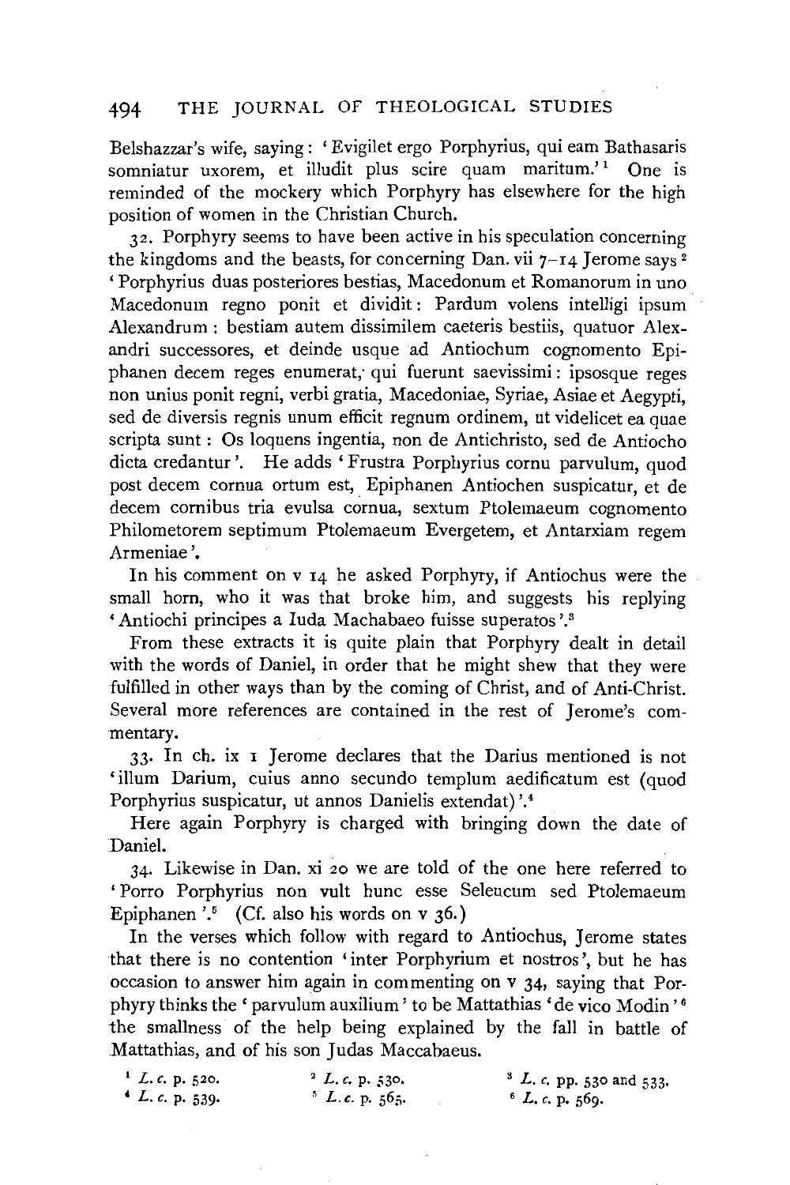Belshazzar's wife, saying: 'Evigilet ergo Porphyrius, qui eam Bathasaris somniatur uxorem, et illudit plus scire quam maritum.'[1] One is reminded of the mockery which Porphyry has elsewhere for the high position of women in the Christian Church.

32. Porphyry seems to have been active in his speculation concerning the kingdoms and the beasts, for concerning Dan. vii 7–14 Jerome says[2] 'Porphyrius duas posteriores bestias, Macedonum et Romanorum in uno Macedonum regno ponit et dividit: Pardum volens intelligi ipsum Alexandrum: bestiam autem dissimilem caeteris bestiis, quatuor Alexandri successores, et deinde usque ad Antiochum cognomento Epiphanen decem reges enumerat, qui fuerunt saevissimi: ipsosque reges non unius ponit regni, verbi gratia, Macedoniae, Syriae, Asiae et Aegypti, sed de diversis regnis unum efficit regnum ordinem, ut videlicet ea quae scripta sunt: Os loquens ingentia, non de Antichristo, sed de Antiocho dicta credantur'. He adds 'Frustra Porphyrius cornu parvulum, quod post decem cornua ortum est, Epiphanen Antiochen suspicatur, et de decem cornibus tria evulsa cornua, sextum Ptolemaeum cognomento Philometorem septimum Ptolemaeum Evergetem, et Antarxiam regem Armeniae'.

In his comment on v 14 he asked Porphyry, if Antiochus were the small horn, who it was that broke him, and suggests his replying 'Antiochi principes a Iuda Machabaeo fuisse superatos'.[3]

From these extracts it is quite plain that Porphyry dealt in detail with the words of Daniel, in order that he might shew that they were fulfilled in other ways than by the coming of Christ, and of Anti-Christ. Several more references are contained in the rest of Jerome's commentary.

33. In ch. ix 1 Jerome declares that the Darius mentioned is not 'illum Darium, cuius anno secundo templum aedificatum est (quod Porphyrius suspicatur, ut annos Danielis extendat)'.[4]

Here again Porphyry is charged with bringing down the date of Daniel.

34. Likewise in Dan. xi 20 we are told of the one here referred to 'Porro Porphyrius non vult hunc esse Seleucum sed Ptolemaeum Epiphanen'.[5] (Cf. also his words on v 36.)

In the verses which follow with regard to Antiochus, Jerome states that there is no contention 'inter Porphyrium et nostros', but he has occasion to answer him again in commenting on v 34, saying that Porphyry thinks the 'parvulum auxilium' to be Mattathias 'de vico Modin'[6] the smallness of the help being explained by the fall in battle of Mattathias, and of his son Judas Maccabaeus.

[1] *L. c.* p. 520. [2] *L. c.* p. 530. [3] *L. c.* pp. 530 and 533. [4] *L. c.* p. 539. [5] *L. c.* p. 565. [6] *L. c.* p. 569.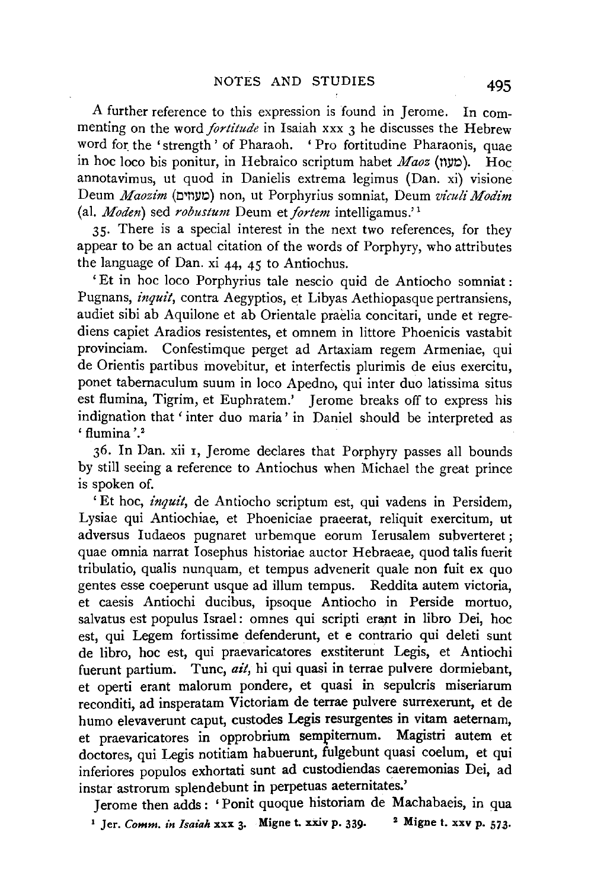A further reference to this expression is found in Jerome. In commenting on the word *fortitude* in Isaiah xxx 3 he discusses the Hebrew word for the 'strength' of Pharaoh. 'Pro fortitudine Pharaonis, quae in hoc loco bis ponitur, in Hebraico scriptum habet *Maoz* (מעוז). Hoc annotavimus, ut quod in Danielis extrema legimus (Dan. xi) visione Deum *Maozim* (מעוזים) non, ut Porphyrius somniat, Deum *viculi Modim* (al. *Moden*) sed *robustum* Deum et *fortem* intelligamus.'[1]

35. There is a special interest in the next two references, for they appear to be an actual citation of the words of Porphyry, who attributes the language of Dan. xi 44, 45 to Antiochus.

'Et in hoc loco Porphyrius tale nescio quid de Antiocho somniat: Pugnans, *inquit*, contra Aegyptios, et Libyas Aethiopasque pertransiens, audiet sibi ab Aquilone et ab Orientale praelia concitari, unde et regrediens capiet Aradios resistentes, et omnem in littore Phoenicis vastabit provinciam. Confestimque perget ad Artaxiam regem Armeniae, qui de Orientis partibus movebitur, et interfectis plurimis de eius exercitu, ponet tabernaculum suum in loco Apedno, qui inter duo latissima situs est flumina, Tigrim, et Euphratem.' Jerome breaks off to express his indignation that 'inter duo maria' in Daniel should be interpreted as 'flumina'.[2]

36. In Dan. xii 1, Jerome declares that Porphyry passes all bounds by still seeing a reference to Antiochus when Michael the great prince is spoken of.

'Et hoc, *inquit*, de Antiocho scriptum est, qui vadens in Persidem, Lysiae qui Antiochiae, et Phoeniciae praeerat, reliquit exercitum, ut adversus Iudaeos pugnaret urbemque eorum Ierusalem subverteret; quae omnia narrat Iosephus historiae auctor Hebraeae, quod talis fuerit tribulatio, qualis nunquam, et tempus advenerit quale non fuit ex quo gentes esse coeperunt usque ad illum tempus. Reddita autem victoria, et caesis Antiochi ducibus, ipsoque Antiocho in Perside mortuo, salvatus est populus Israel: omnes qui scripti erant in libro Dei, hoc est, qui Legem fortissime defenderunt, et e contrario qui deleti sunt de libro, hoc est, qui praevaricatores exstiterunt Legis, et Antiochi fuerunt partium. Tunc, *ait*, hi qui quasi in terrae pulvere dormiebant, et operti erant malorum pondere, et quasi in sepulcris miseriarum reconditi, ad insperatam Victoriam de terrae pulvere surrexerunt, et de humo elevaverunt caput, custodes Legis resurgentes in vitam aeternam, et praevaricatores in opprobrium sempiternum. Magistri autem et doctores, qui Legis notitiam habuerunt, fulgebunt quasi coelum, et qui inferiores populos exhortati sunt ad custodiendas caeremonias Dei, ad instar astrorum splendebunt in perpetuas aeternitates.'

Jerome then adds: 'Ponit quoque historiam de Machabaeis, in qua

[1] Jer. *Comm. in Isaiah* xxx 3. Migne t. xxiv p. 339. [2] Migne t. xxv p. 573.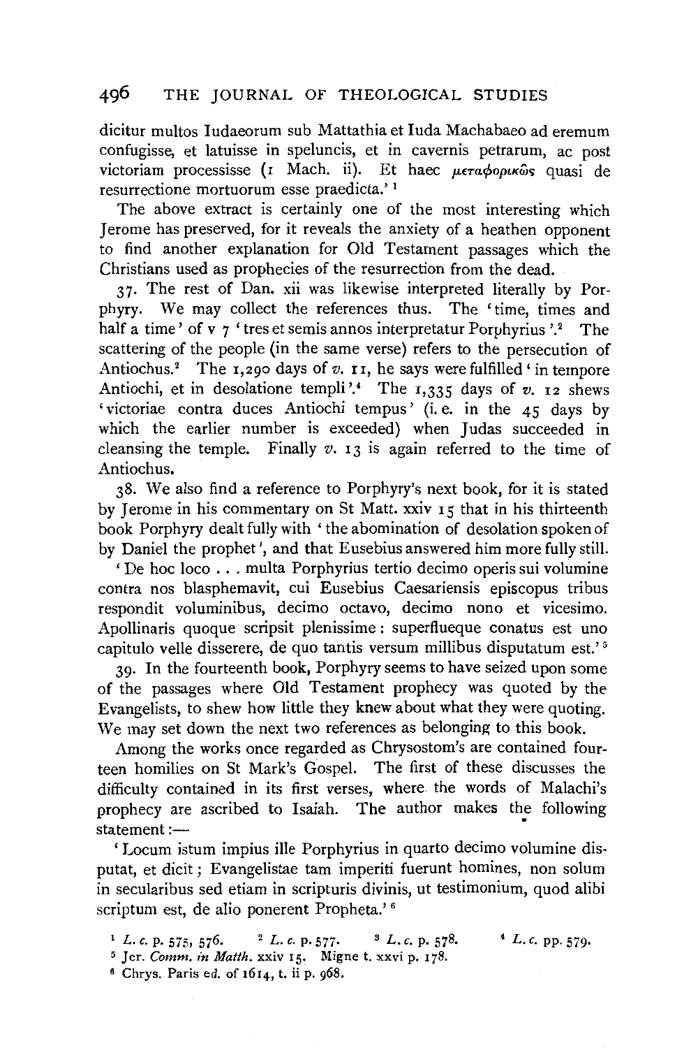dicitur multos Iudaeorum sub Mattathia et Iuda Machabaeo ad eremum confugisse, et latuisse in speluncis, et in cavernis petrarum, ac post victoriam processisse (1 Mach. ii). Et haec μεταφορικῶς quasi de resurrectione mortuorum esse praedicta.' [1]

The above extract is certainly one of the most interesting which Jerome has preserved, for it reveals the anxiety of a heathen opponent to find another explanation for Old Testament passages which the Christians used as prophecies of the resurrection from the dead.

37. The rest of Dan. xii was likewise interpreted literally by Porphyry. We may collect the references thus. The 'time, times and half a time' of v 7 'tres et semis annos interpretatur Porphyrius'.[2] The scattering of the people (in the same verse) refers to the persecution of Antiochus.[3] The 1,290 days of *v.* 11, he says were fulfilled 'in tempore Antiochi, et in desolatione templi'.[4] The 1,335 days of *v.* 12 shews 'victoriae contra duces Antiochi tempus' (i. e. in the 45 days by which the earlier number is exceeded) when Judas succeeded in cleansing the temple. Finally *v.* 13 is again referred to the time of Antiochus.

38. We also find a reference to Porphyry's next book, for it is stated by Jerome in his commentary on St Matt. xxiv 15 that in his thirteenth book Porphyry dealt fully with 'the abomination of desolation spoken of by Daniel the prophet', and that Eusebius answered him more fully still.

'De hoc loco . . . multa Porphyrius tertio decimo operis sui volumine contra nos blasphemavit, cui Eusebius Caesariensis episcopus tribus respondit voluminibus, decimo octavo, decimo nono et vicesimo. Apollinaris quoque scripsit plenissime: superflueque conatus est uno capitulo velle disserere, de quo tantis versum millibus disputatum est.' [5]

39. In the fourteenth book, Porphyry seems to have seized upon some of the passages where Old Testament prophecy was quoted by the Evangelists, to shew how little they knew about what they were quoting. We may set down the next two references as belonging to this book.

Among the works once regarded as Chrysostom's are contained fourteen homilies on St Mark's Gospel. The first of these discusses the difficulty contained in its first verses, where the words of Malachi's prophecy are ascribed to Isaiah. The author makes the following statement:—

'Locum istum impius ille Porphyrius in quarto decimo volumine disputat, et dicit; Evangelistae tam imperiti fuerunt homines, non solum in secularibus sed etiam in scripturis divinis, ut testimonium, quod alibi scriptum est, de alio ponerent Propheta.' [6]

[1] *L. c.* p. 575, 576. [2] *L. c.* p. 577. [3] *L. c.* p. 578. [4] *L. c.* pp. 579.

[5] Jer. *Comm. in Matth.* xxiv 15. Migne t. xxvi p. 178.

[6] Chrys. Paris ed. of 1614, t. ii p. 968.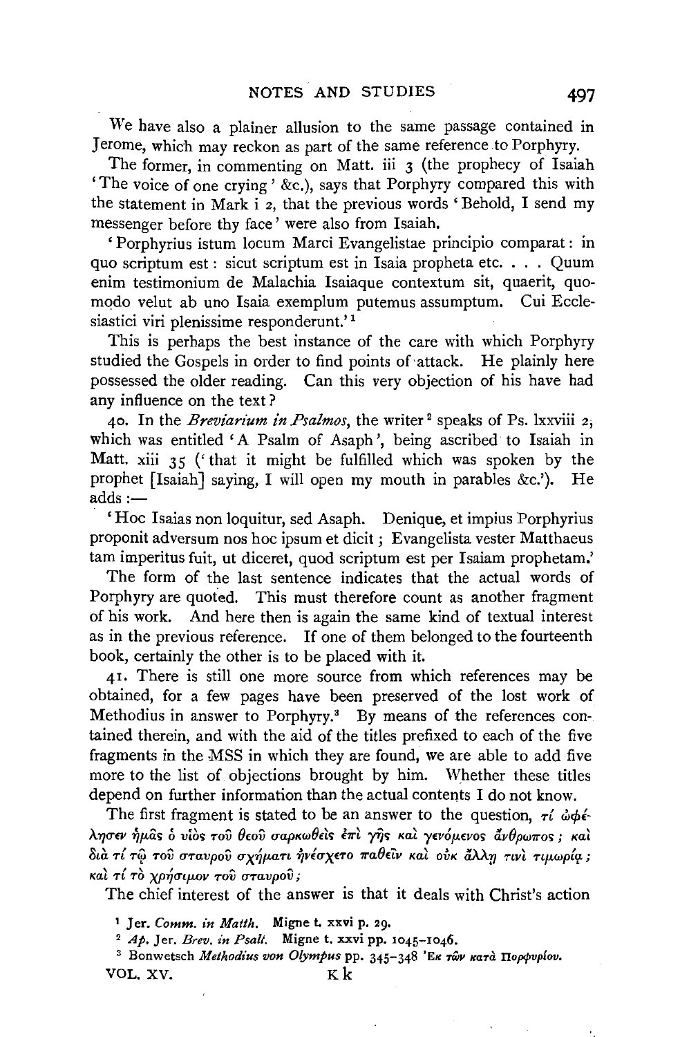We have also a plainer allusion to the same passage contained in Jerome, which may reckon as part of the same reference to Porphyry.

The former, in commenting on Matt. iii 3 (the prophecy of Isaiah 'The voice of one crying' &c.), says that Porphyry compared this with the statement in Mark i 2, that the previous words 'Behold, I send my messenger before thy face' were also from Isaiah.

'Porphyrius istum locum Marci Evangelistae principio comparat: in quo scriptum est: sicut scriptum est in Isaia propheta etc. . . . Quum enim testimonium de Malachia Isaiaque contextum sit, quaerit, quomodo velut ab uno Isaia exemplum putemus assumptum. Cui Ecclesiastici viri plenissime responderunt.'[1]

This is perhaps the best instance of the care with which Porphyry studied the Gospels in order to find points of attack. He plainly here possessed the older reading. Can this very objection of his have had any influence on the text?

40. In the *Breviarium in Psalmos*, the writer[2] speaks of Ps. lxxviii 2, which was entitled 'A Psalm of Asaph', being ascribed to Isaiah in Matt. xiii 35 ('that it might be fulfilled which was spoken by the prophet [Isaiah] saying, I will open my mouth in parables &c.'). He adds:—

'Hoc Isaias non loquitur, sed Asaph. Denique, et impius Porphyrius proponit adversum nos hoc ipsum et dicit; Evangelista vester Matthaeus tam imperitus fuit, ut diceret, quod scriptum est per Isaiam prophetam.'

The form of the last sentence indicates that the actual words of Porphyry are quoted. This must therefore count as another fragment of his work. And here then is again the same kind of textual interest as in the previous reference. If one of them belonged to the fourteenth book, certainly the other is to be placed with it.

41. There is still one more source from which references may be obtained, for a few pages have been preserved of the lost work of Methodius in answer to Porphyry.[3] By means of the references contained therein, and with the aid of the titles prefixed to each of the five fragments in the MSS in which they are found, we are able to add five more to the list of objections brought by him. Whether these titles depend on further information than the actual contents I do not know.

The first fragment is stated to be an answer to the question, τί ὠφέλησεν ἡμᾶς ὁ υἱὸς τοῦ θεοῦ σαρκωθεὶς ἐπὶ γῆς καὶ γενόμενος ἄνθρωπος; καὶ διὰ τί τῷ τοῦ σταυροῦ σχήματι ἠνέσχετο παθεῖν καὶ οὐκ ἄλλῃ τινὶ τιμωρίᾳ; καὶ τί τὸ χρήσιμον τοῦ σταυροῦ;

The chief interest of the answer is that it deals with Christ's action

[1] Jer. *Comm. in Matth.* Migne t. xxvi p. 29.

[2] *Ap.* Jer. *Brev. in Psalt.* Migne t. xxvi pp. 1045–1046.

[3] Bonwetsch *Methodius von Olympus* pp. 345–348 Ἐκ τῶν κατὰ Πορφυρίου.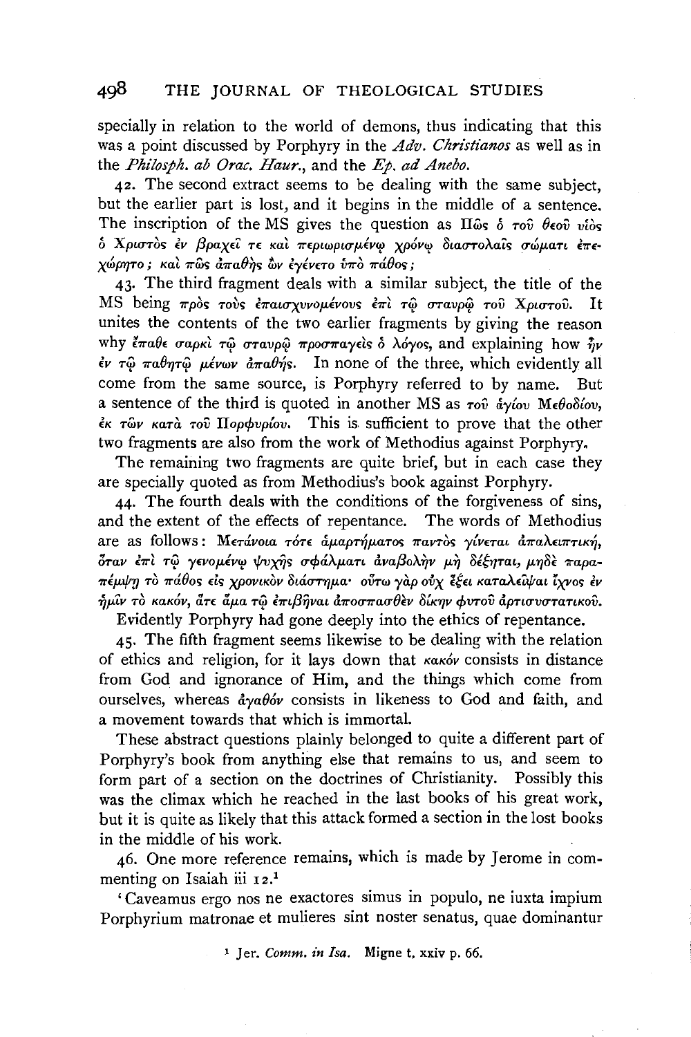specially in relation to the world of demons, thus indicating that this was a point discussed by Porphyry in the *Adv. Christianos* as well as in the *Philosph. ab Orac. Haur.*, and the *Ep. ad Anebo.*

42. The second extract seems to be dealing with the same subject, but the earlier part is lost, and it begins in the middle of a sentence. The inscription of the MS gives the question as Πῶς ὁ τοῦ θεοῦ υἱὸς ὁ Χριστὸς ἐν βραχεῖ τε καὶ περιωρισμένῳ χρόνῳ διαστολαῖς σώματι ἐπεχώρητο; καὶ πῶς ἀπαθὴς ὢν ἐγένετο ὑπὸ πάθος;

43. The third fragment deals with a similar subject, the title of the MS being πρὸς τοὺς ἐπαισχυνομένους ἐπὶ τῷ σταυρῷ τοῦ Χριστοῦ. It unites the contents of the two earlier fragments by giving the reason why ἔπαθε σαρκὶ τῷ σταυρῷ προσπαγεὶς ὁ λόγος, and explaining how ἦν ἐν τῷ παθητῷ μένων ἀπαθής. In none of the three, which evidently all come from the same source, is Porphyry referred to by name. But a sentence of the third is quoted in another MS as τοῦ ἁγίου Μεθοδίου, ἐκ τῶν κατὰ τοῦ Πορφυρίου. This is sufficient to prove that the other two fragments are also from the work of Methodius against Porphyry.

The remaining two fragments are quite brief, but in each case they are specially quoted as from Methodius's book against Porphyry.

44. The fourth deals with the conditions of the forgiveness of sins, and the extent of the effects of repentance. The words of Methodius are as follows: Μετάνοια τότε ἁμαρτήματος παντὸς γίνεται ἀπαλειπτική, ὅταν ἐπὶ τῷ γενομένῳ ψυχῆς σφάλματι ἀναβολὴν μὴ δέξηται, μηδὲ παραπέμψῃ τὸ πάθος εἰς χρονικὸν διάστημα· οὕτω γὰρ οὐχ ἕξει καταλεῖψαι ἴχνος ἐν ἡμῖν τὸ κακόν, ἅτε ἅμα τῷ ἐπιβῆναι ἀποσπασθὲν δίκην φυτοῦ ἀρτισυστατικοῦ.

Evidently Porphyry had gone deeply into the ethics of repentance.

45. The fifth fragment seems likewise to be dealing with the relation of ethics and religion, for it lays down that κακόν consists in distance from God and ignorance of Him, and the things which come from ourselves, whereas ἀγαθόν consists in likeness to God and faith, and a movement towards that which is immortal.

These abstract questions plainly belonged to quite a different part of Porphyry's book from anything else that remains to us, and seem to form part of a section on the doctrines of Christianity. Possibly this was the climax which he reached in the last books of his great work, but it is quite as likely that this attack formed a section in the lost books in the middle of his work.

46. One more reference remains, which is made by Jerome in commenting on Isaiah iii 12.[1]

'Caveamus ergo nos ne exactores simus in populo, ne iuxta impium Porphyrium matronae et mulieres sint noster senatus, quae dominantur

[1] Jer. *Comm. in Isa.* Migne t. xxiv p. 66.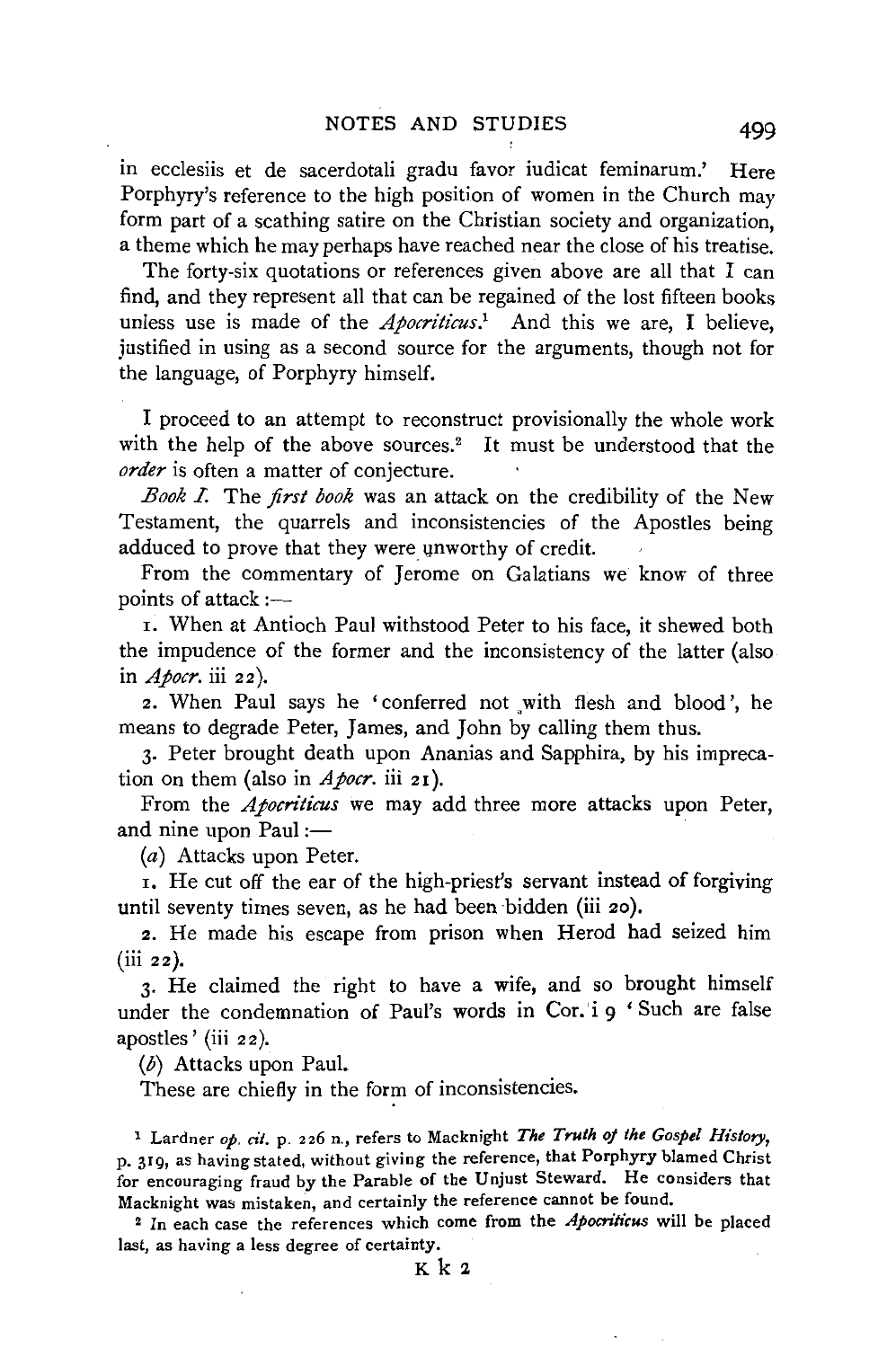in ecclesiis et de sacerdotali gradu favor iudicat feminarum.' Here Porphyry's reference to the high position of women in the Church may form part of a scathing satire on the Christian society and organization, a theme which he may perhaps have reached near the close of his treatise.

The forty-six quotations or references given above are all that I can find, and they represent all that can be regained of the lost fifteen books unless use is made of the *Apocriticus*.[1] And this we are, I believe, justified in using as a second source for the arguments, though not for the language, of Porphyry himself.

I proceed to an attempt to reconstruct provisionally the whole work with the help of the above sources.[2] It must be understood that the *order* is often a matter of conjecture.

*Book I.* The *first book* was an attack on the credibility of the New Testament, the quarrels and inconsistencies of the Apostles being adduced to prove that they were unworthy of credit.

From the commentary of Jerome on Galatians we know of three points of attack :—

1. When at Antioch Paul withstood Peter to his face, it shewed both the impudence of the former and the inconsistency of the latter (also in *Apocr.* iii 22).

2. When Paul says he 'conferred not with flesh and blood', he means to degrade Peter, James, and John by calling them thus.

3. Peter brought death upon Ananias and Sapphira, by his imprecation on them (also in *Apocr.* iii 21).

From the *Apocriticus* we may add three more attacks upon Peter, and nine upon Paul :—

(*a*) Attacks upon Peter.

1. He cut off the ear of the high-priest's servant instead of forgiving until seventy times seven, as he had been bidden (iii 20).

2. He made his escape from prison when Herod had seized him (iii 22).

3. He claimed the right to have a wife, and so brought himself under the condemnation of Paul's words in Cor. i 9 'Such are false apostles' (iii 22).

(*b*) Attacks upon Paul.

These are chiefly in the form of inconsistencies.

[1] Lardner *op. cit.* p. 226 n., refers to Macknight *The Truth of the Gospel History*, p. 319, as having stated, without giving the reference, that Porphyry blamed Christ for encouraging fraud by the Parable of the Unjust Steward. He considers that Macknight was mistaken, and certainly the reference cannot be found.

[2] In each case the references which come from the *Apocriticus* will be placed last, as having a less degree of certainty.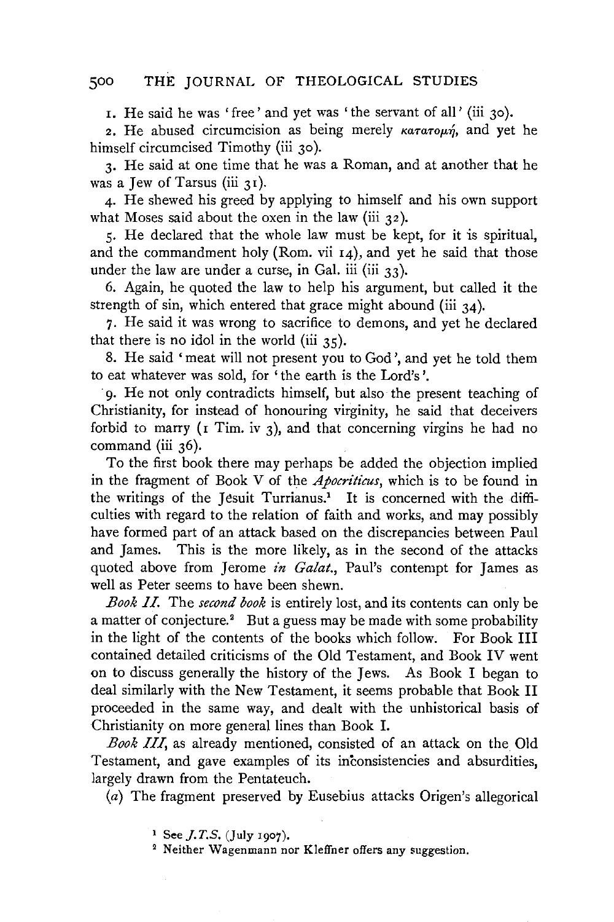1. He said he was 'free' and yet was 'the servant of all' (iii 30).

2. He abused circumcision as being merely κατατομή, and yet he himself circumcised Timothy (iii 30).

3. He said at one time that he was a Roman, and at another that he was a Jew of Tarsus (iii 31).

4. He shewed his greed by applying to himself and his own support what Moses said about the oxen in the law (iii 32).

5. He declared that the whole law must be kept, for it is spiritual, and the commandment holy (Rom. vii 14), and yet he said that those under the law are under a curse, in Gal. iii (iii 33).

6. Again, he quoted the law to help his argument, but called it the strength of sin, which entered that grace might abound (iii 34).

7. He said it was wrong to sacrifice to demons, and yet he declared that there is no idol in the world (iii 35).

8. He said 'meat will not present you to God', and yet he told them to eat whatever was sold, for 'the earth is the Lord's'.

9. He not only contradicts himself, but also the present teaching of Christianity, for instead of honouring virginity, he said that deceivers forbid to marry (1 Tim. iv 3), and that concerning virgins he had no command (iii 36).

To the first book there may perhaps be added the objection implied in the fragment of Book V of the *Apocriticus*, which is to be found in the writings of the Jesuit Turrianus.[1] It is concerned with the difficulties with regard to the relation of faith and works, and may possibly have formed part of an attack based on the discrepancies between Paul and James. This is the more likely, as in the second of the attacks quoted above from Jerome *in Galat.*, Paul's contempt for James as well as Peter seems to have been shewn.

*Book II.* The *second book* is entirely lost, and its contents can only be a matter of conjecture.[2] But a guess may be made with some probability in the light of the contents of the books which follow. For Book III contained detailed criticisms of the Old Testament, and Book IV went on to discuss generally the history of the Jews. As Book I began to deal similarly with the New Testament, it seems probable that Book II proceeded in the same way, and dealt with the unhistorical basis of Christianity on more general lines than Book I.

*Book III*, as already mentioned, consisted of an attack on the Old Testament, and gave examples of its inconsistencies and absurdities, largely drawn from the Pentateuch.

(*a*) The fragment preserved by Eusebius attacks Origen's allegorical

[1] See *J.T.S.* (July 1907).

[2] Neither Wagenmann nor Kleffner offers any suggestion.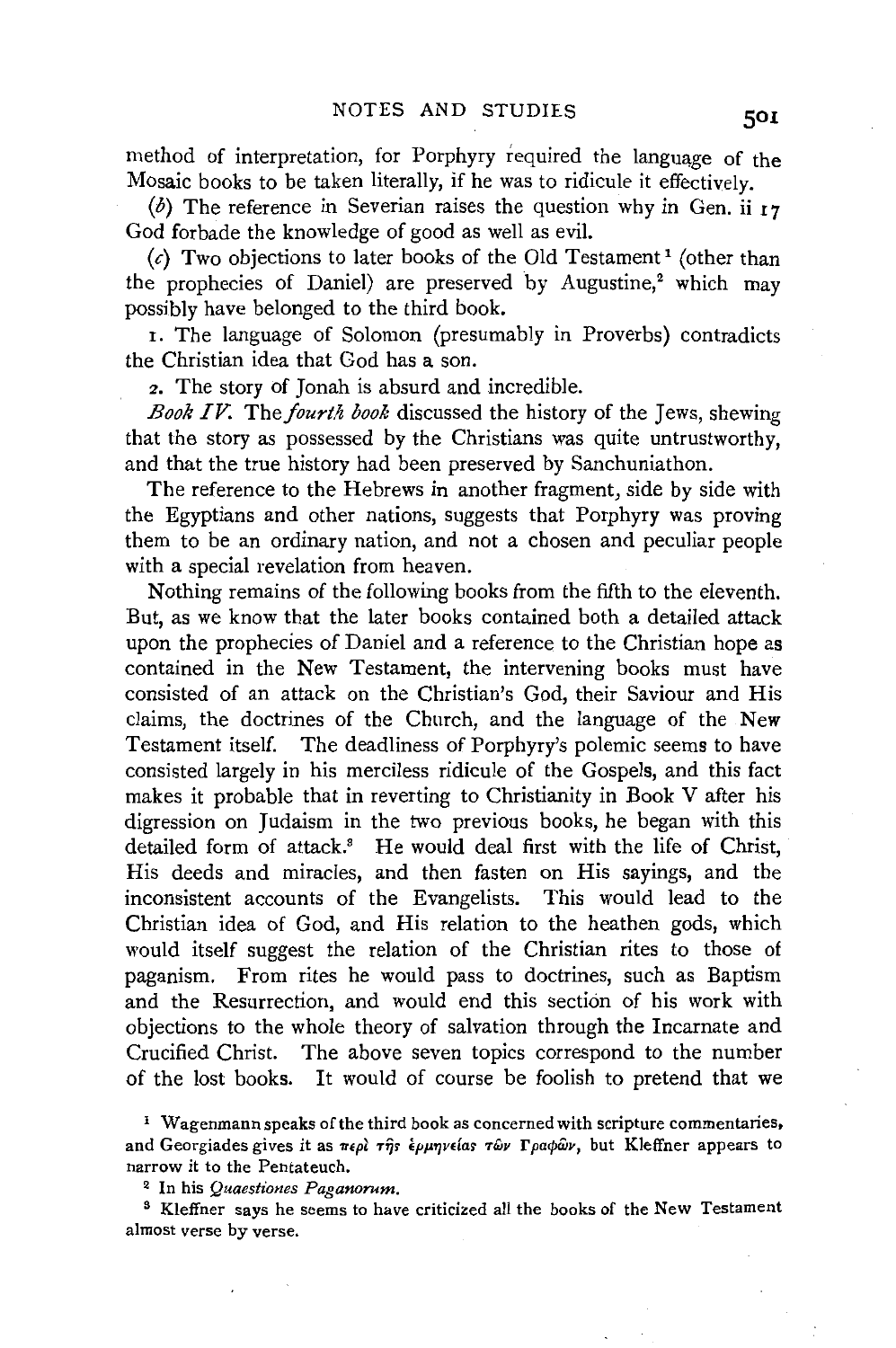method of interpretation, for Porphyry required the language of the Mosaic books to be taken literally, if he was to ridicule it effectively.

(*b*) The reference in Severian raises the question why in Gen. ii 17 God forbade the knowledge of good as well as evil.

(*c*) Two objections to later books of the Old Testament[1] (other than the prophecies of Daniel) are preserved by Augustine,[2] which may possibly have belonged to the third book.

1. The language of Solomon (presumably in Proverbs) contradicts the Christian idea that God has a son.

2. The story of Jonah is absurd and incredible.

*Book IV.* The *fourth book* discussed the history of the Jews, shewing that the story as possessed by the Christians was quite untrustworthy, and that the true history had been preserved by Sanchuniathon.

The reference to the Hebrews in another fragment, side by side with the Egyptians and other nations, suggests that Porphyry was proving them to be an ordinary nation, and not a chosen and peculiar people with a special revelation from heaven.

Nothing remains of the following books from the fifth to the eleventh. But, as we know that the later books contained both a detailed attack upon the prophecies of Daniel and a reference to the Christian hope as contained in the New Testament, the intervening books must have consisted of an attack on the Christian's God, their Saviour and His claims, the doctrines of the Church, and the language of the New Testament itself. The deadliness of Porphyry's polemic seems to have consisted largely in his merciless ridicule of the Gospels, and this fact makes it probable that in reverting to Christianity in Book V after his digression on Judaism in the two previous books, he began with this detailed form of attack.[3] He would deal first with the life of Christ, His deeds and miracles, and then fasten on His sayings, and the inconsistent accounts of the Evangelists. This would lead to the Christian idea of God, and His relation to the heathen gods, which would itself suggest the relation of the Christian rites to those of paganism. From rites he would pass to doctrines, such as Baptism and the Resurrection, and would end this section of his work with objections to the whole theory of salvation through the Incarnate and Crucified Christ. The above seven topics correspond to the number of the lost books. It would of course be foolish to pretend that we

[1] Wagenmann speaks of the third book as concerned with scripture commentaries, and Georgiades gives it as περὶ τῆς ἑρμηνείας τῶν Γραφῶν, but Kleffner appears to narrow it to the Pentateuch.

[2] In his *Quaestiones Paganorum*.

[3] Kleffner says he seems to have criticized all the books of the New Testament almost verse by verse.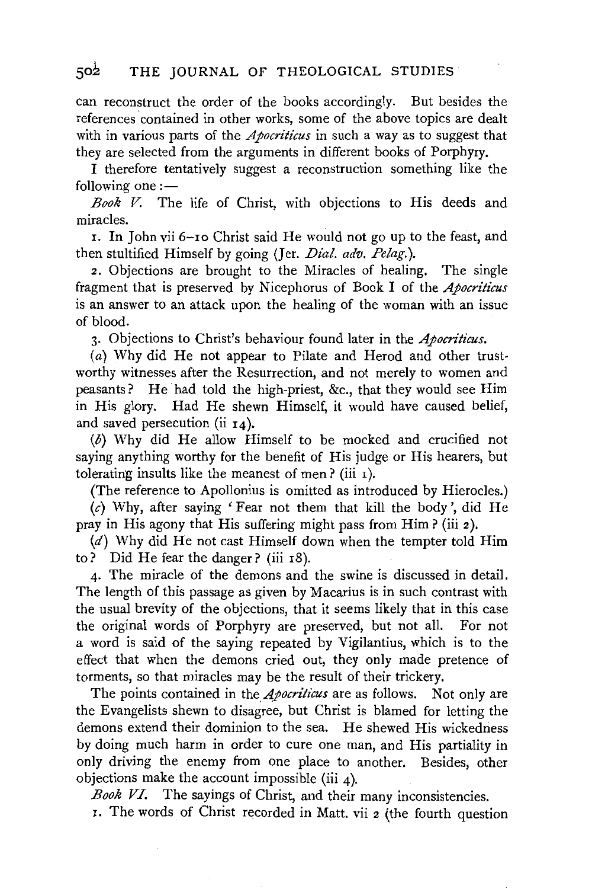can reconstruct the order of the books accordingly. But besides the references contained in other works, some of the above topics are dealt with in various parts of the *Apocriticus* in such a way as to suggest that they are selected from the arguments in different books of Porphyry.

I therefore tentatively suggest a reconstruction something like the following one:—

*Book V.* The life of Christ, with objections to His deeds and miracles.

1. In John vii 6–10 Christ said He would not go up to the feast, and then stultified Himself by going (Jer. *Dial. adv. Pelag.*).

2. Objections are brought to the Miracles of healing. The single fragment that is preserved by Nicephorus of Book I of the *Apocriticus* is an answer to an attack upon the healing of the woman with an issue of blood.

3. Objections to Christ's behaviour found later in the *Apocriticus*.

(*a*) Why did He not appear to Pilate and Herod and other trustworthy witnesses after the Resurrection, and not merely to women and peasants? He had told the high-priest, &c., that they would see Him in His glory. Had He shewn Himself, it would have caused belief, and saved persecution (ii 14).

(*b*) Why did He allow Himself to be mocked and crucified not saying anything worthy for the benefit of His judge or His hearers, but tolerating insults like the meanest of men? (iii 1).

(The reference to Apollonius is omitted as introduced by Hierocles.)

(*c*) Why, after saying 'Fear not them that kill the body', did He pray in His agony that His suffering might pass from Him? (iii 2).

(*d*) Why did He not cast Himself down when the tempter told Him to? Did He fear the danger? (iii 18).

4. The miracle of the demons and the swine is discussed in detail. The length of this passage as given by Macarius is in such contrast with the usual brevity of the objections, that it seems likely that in this case the original words of Porphyry are preserved, but not all. For not a word is said of the saying repeated by Vigilantius, which is to the effect that when the demons cried out, they only made pretence of torments, so that miracles may be the result of their trickery.

The points contained in the *Apocriticus* are as follows. Not only are the Evangelists shewn to disagree, but Christ is blamed for letting the demons extend their dominion to the sea. He shewed His wickedness by doing much harm in order to cure one man, and His partiality in only driving the enemy from one place to another. Besides, other objections make the account impossible (iii 4).

*Book VI.* The sayings of Christ, and their many inconsistencies.

1. The words of Christ recorded in Matt. vii 2 (the fourth question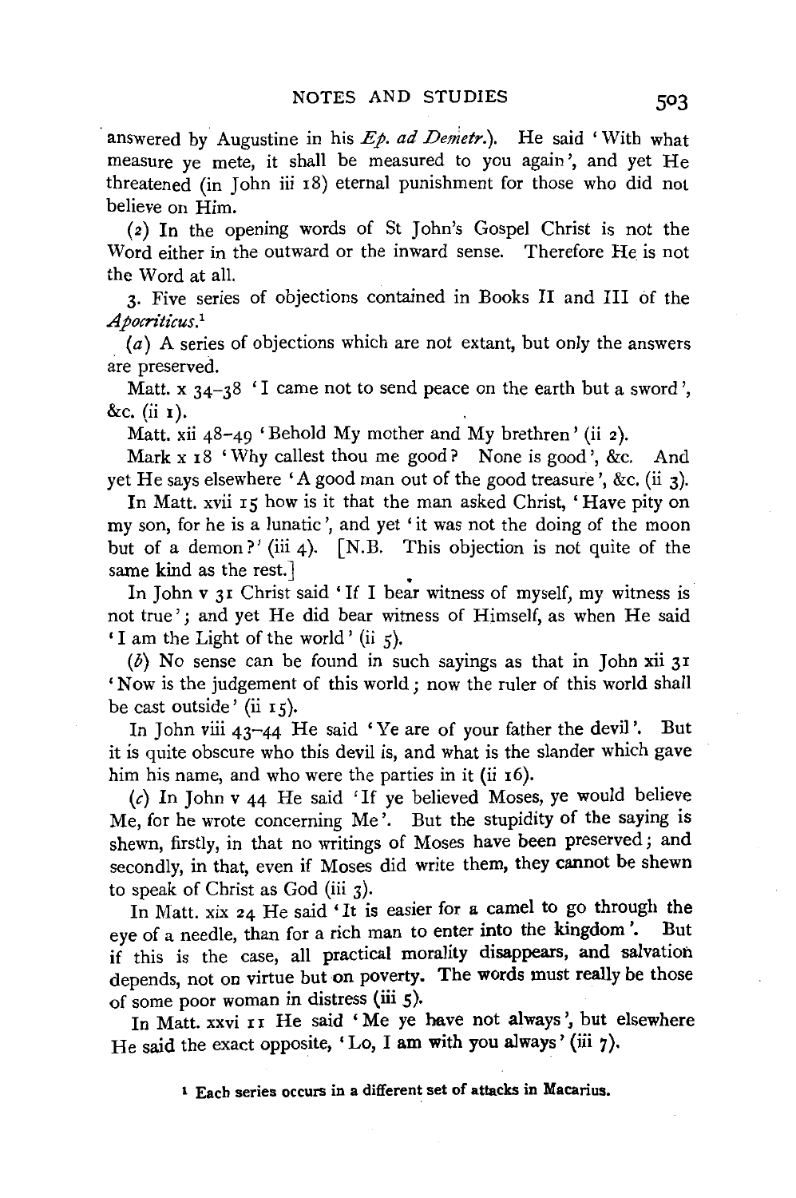answered by Augustine in his *Ep. ad Demetr.*). He said 'With what measure ye mete, it shall be measured to you again', and yet He threatened (in John iii 18) eternal punishment for those who did not believe on Him.

(2) In the opening words of St John's Gospel Christ is not the Word either in the outward or the inward sense. Therefore He is not the Word at all.

3. Five series of objections contained in Books II and III of the *Apocriticus*.[1]

(*a*) A series of objections which are not extant, but only the answers are preserved.

Matt. x 34–38 'I came not to send peace on the earth but a sword', &c. (ii 1).

Matt. xii 48–49 'Behold My mother and My brethren' (ii 2).

Mark x 18 'Why callest thou me good? None is good', &c. And yet He says elsewhere 'A good man out of the good treasure', &c. (ii 3).

In Matt. xvii 15 how is it that the man asked Christ, 'Have pity on my son, for he is a lunatic', and yet 'it was not the doing of the moon but of a demon?' (iii 4). [N.B. This objection is not quite of the same kind as the rest.]

In John v 31 Christ said 'If I bear witness of myself, my witness is not true'; and yet He did bear witness of Himself, as when He said 'I am the Light of the world' (ii 5).

(*b*) No sense can be found in such sayings as that in John xii 31 'Now is the judgement of this world; now the ruler of this world shall be cast outside' (ii 15).

In John viii 43–44 He said 'Ye are of your father the devil'. But it is quite obscure who this devil is, and what is the slander which gave him his name, and who were the parties in it (ii 16).

(*c*) In John v 44 He said 'If ye believed Moses, ye would believe Me, for he wrote concerning Me'. But the stupidity of the saying is shewn, firstly, in that no writings of Moses have been preserved; and secondly, in that, even if Moses did write them, they cannot be shewn to speak of Christ as God (iii 3).

In Matt. xix 24 He said 'It is easier for a camel to go through the eye of a needle, than for a rich man to enter into the kingdom'. But if this is the case, all practical morality disappears, and salvation depends, not on virtue but on poverty. The words must really be those of some poor woman in distress (iii 5).

In Matt. xxvi 11 He said 'Me ye have not always', but elsewhere He said the exact opposite, 'Lo, I am with you always' (iii 7).

[1] Each series occurs in a different set of attacks in Macarius.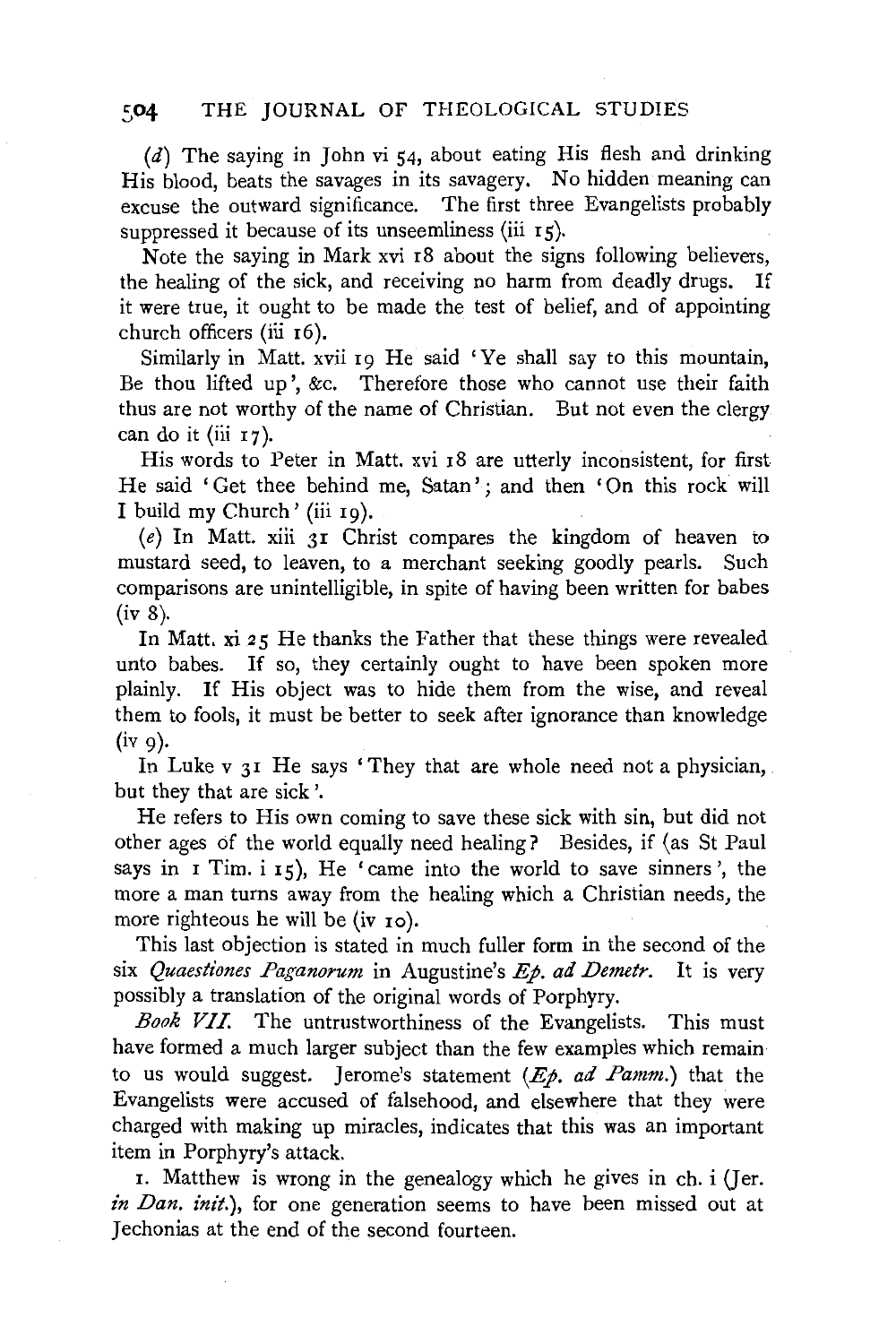(*d*) The saying in John vi 54, about eating His flesh and drinking His blood, beats the savages in its savagery. No hidden meaning can excuse the outward significance. The first three Evangelists probably suppressed it because of its unseemliness (iii 15).

Note the saying in Mark xvi 18 about the signs following believers, the healing of the sick, and receiving no harm from deadly drugs. If it were true, it ought to be made the test of belief, and of appointing church officers (iii 16).

Similarly in Matt. xvii 19 He said 'Ye shall say to this mountain, Be thou lifted up', &c. Therefore those who cannot use their faith thus are not worthy of the name of Christian. But not even the clergy can do it (iii 17).

His words to Peter in Matt. xvi 18 are utterly inconsistent, for first He said 'Get thee behind me, Satan'; and then 'On this rock will I build my Church' (iii 19).

(*e*) In Matt. xiii 31 Christ compares the kingdom of heaven to mustard seed, to leaven, to a merchant seeking goodly pearls. Such comparisons are unintelligible, in spite of having been written for babes (iv 8).

In Matt. xi 25 He thanks the Father that these things were revealed unto babes. If so, they certainly ought to have been spoken more plainly. If His object was to hide them from the wise, and reveal them to fools, it must be better to seek after ignorance than knowledge (iv 9).

In Luke v 31 He says 'They that are whole need not a physician, but they that are sick'.

He refers to His own coming to save these sick with sin, but did not other ages of the world equally need healing? Besides, if (as St Paul says in 1 Tim. i 15), He 'came into the world to save sinners', the more a man turns away from the healing which a Christian needs, the more righteous he will be (iv 10).

This last objection is stated in much fuller form in the second of the six *Quaestiones Paganorum* in Augustine's *Ep. ad Demetr.* It is very possibly a translation of the original words of Porphyry.

*Book VII.* The untrustworthiness of the Evangelists. This must have formed a much larger subject than the few examples which remain to us would suggest. Jerome's statement (*Ep. ad Pamm.*) that the Evangelists were accused of falsehood, and elsewhere that they were charged with making up miracles, indicates that this was an important item in Porphyry's attack.

1. Matthew is wrong in the genealogy which he gives in ch. i (Jer. *in Dan. init.*), for one generation seems to have been missed out at Jechonias at the end of the second fourteen.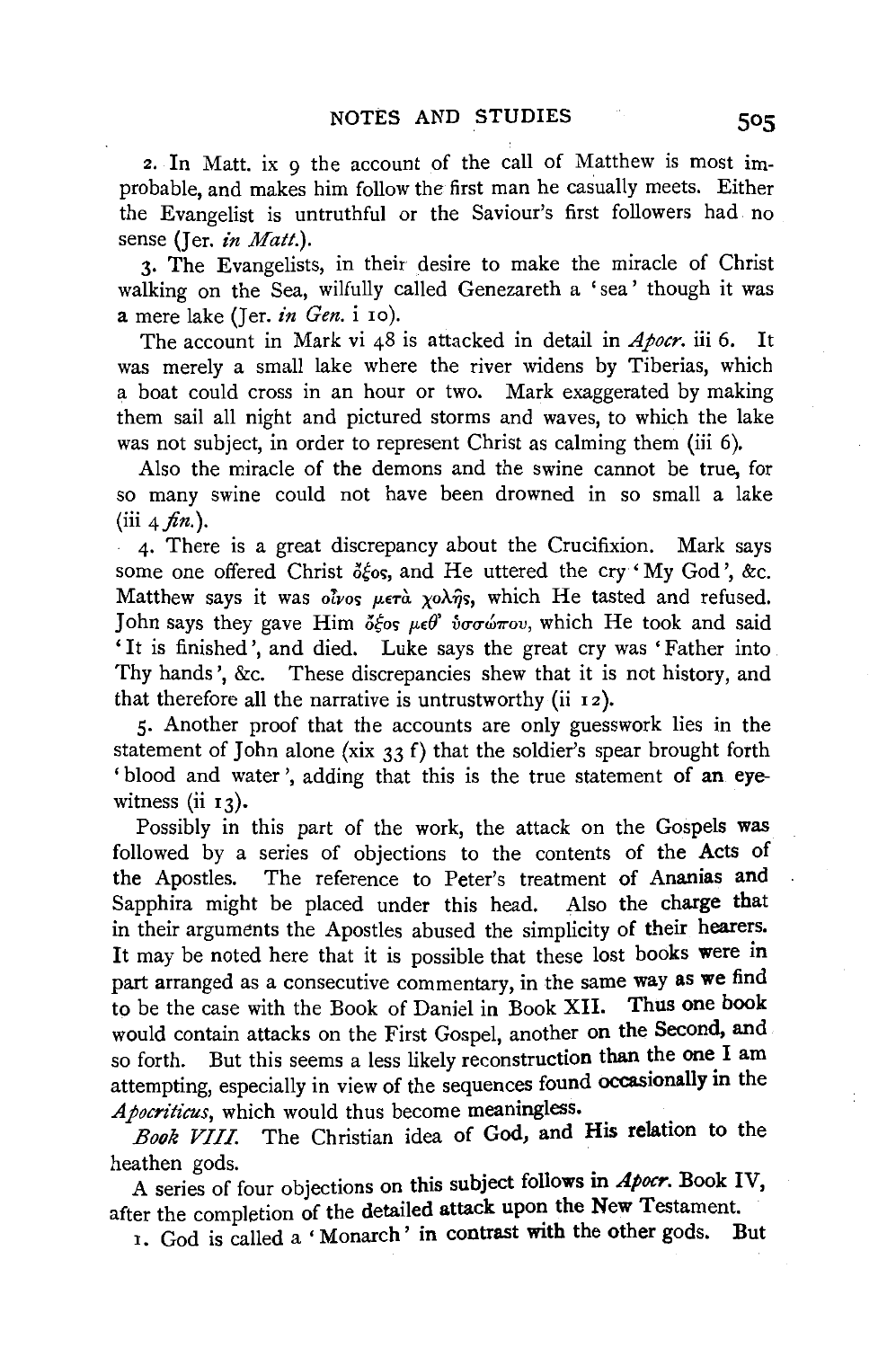2. In Matt. ix 9 the account of the call of Matthew is most improbable, and makes him follow the first man he casually meets. Either the Evangelist is untruthful or the Saviour's first followers had no sense (Jer. *in Matt.*).

3. The Evangelists, in their desire to make the miracle of Christ walking on the Sea, wilfully called Genezareth a 'sea' though it was a mere lake (Jer. *in Gen.* i 10).

The account in Mark vi 48 is attacked in detail in *Apocr.* iii 6. It was merely a small lake where the river widens by Tiberias, which a boat could cross in an hour or two. Mark exaggerated by making them sail all night and pictured storms and waves, to which the lake was not subject, in order to represent Christ as calming them (iii 6).

Also the miracle of the demons and the swine cannot be true, for so many swine could not have been drowned in so small a lake (iii 4 *fin.*).

4. There is a great discrepancy about the Crucifixion. Mark says some one offered Christ ὄξος, and He uttered the cry 'My God', &c. Matthew says it was οἶνος μετὰ χολῆς, which He tasted and refused. John says they gave Him ὄξος μεθ' ὑσσώπου, which He took and said 'It is finished', and died. Luke says the great cry was 'Father into Thy hands', &c. These discrepancies shew that it is not history, and that therefore all the narrative is untrustworthy (ii 12).

5. Another proof that the accounts are only guesswork lies in the statement of John alone (xix 33 f) that the soldier's spear brought forth 'blood and water', adding that this is the true statement of an eyewitness (ii 13).

Possibly in this part of the work, the attack on the Gospels was followed by a series of objections to the contents of the Acts of the Apostles. The reference to Peter's treatment of Ananias and Sapphira might be placed under this head. Also the charge that in their arguments the Apostles abused the simplicity of their hearers. It may be noted here that it is possible that these lost books were in part arranged as a consecutive commentary, in the same way as we find to be the case with the Book of Daniel in Book XII. Thus one book would contain attacks on the First Gospel, another on the Second, and so forth. But this seems a less likely reconstruction than the one I am attempting, especially in view of the sequences found occasionally in the *Apocriticus*, which would thus become meaningless.

*Book VIII.* The Christian idea of God, and His relation to the heathen gods.

A series of four objections on this subject follows in *Apocr.* Book IV, after the completion of the detailed attack upon the New Testament.

1. God is called a 'Monarch' in contrast with the other gods. But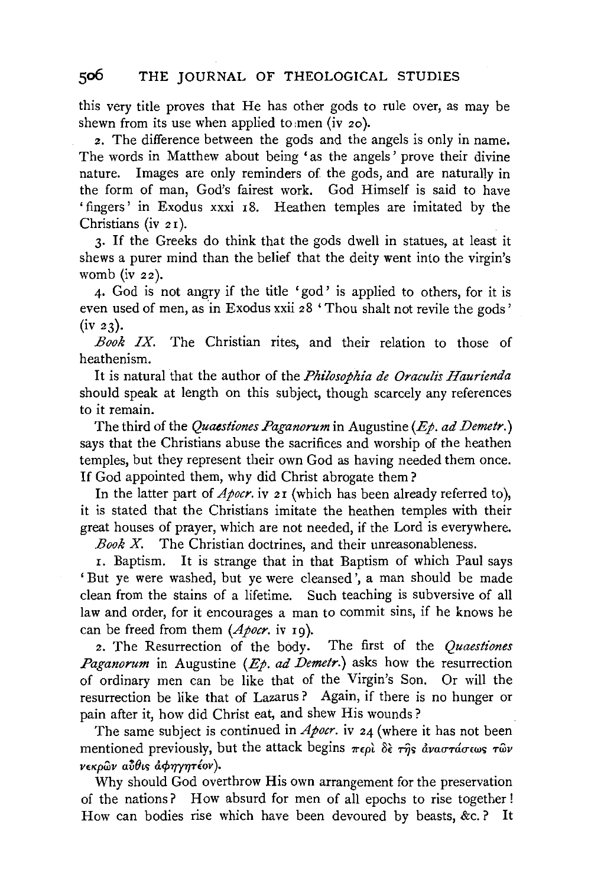this very title proves that He has other gods to rule over, as may be shewn from its use when applied to men (iv 20).

2. The difference between the gods and the angels is only in name. The words in Matthew about being 'as the angels' prove their divine nature. Images are only reminders of the gods, and are naturally in the form of man, God's fairest work. God Himself is said to have 'fingers' in Exodus xxxi 18. Heathen temples are imitated by the Christians (iv 21).

3. If the Greeks do think that the gods dwell in statues, at least it shews a purer mind than the belief that the deity went into the virgin's womb (iv 22).

4. God is not angry if the title 'god' is applied to others, for it is even used of men, as in Exodus xxii 28 'Thou shalt not revile the gods' (iv 23).

*Book IX.* The Christian rites, and their relation to those of heathenism.

It is natural that the author of the *Philosophia de Oraculis Haurienda* should speak at length on this subject, though scarcely any references to it remain.

The third of the *Quaestiones Paganorum* in Augustine (*Ep. ad Demetr.*) says that the Christians abuse the sacrifices and worship of the heathen temples, but they represent their own God as having needed them once. If God appointed them, why did Christ abrogate them?

In the latter part of *Apocr.* iv 21 (which has been already referred to), it is stated that the Christians imitate the heathen temples with their great houses of prayer, which are not needed, if the Lord is everywhere.

*Book X.* The Christian doctrines, and their unreasonableness.

1. Baptism. It is strange that in that Baptism of which Paul says 'But ye were washed, but ye were cleansed', a man should be made clean from the stains of a lifetime. Such teaching is subversive of all law and order, for it encourages a man to commit sins, if he knows he can be freed from them (*Apocr.* iv 19).

2. The Resurrection of the body. The first of the *Quaestiones Paganorum* in Augustine (*Ep. ad Demetr.*) asks how the resurrection of ordinary men can be like that of the Virgin's Son. Or will the resurrection be like that of Lazarus? Again, if there is no hunger or pain after it, how did Christ eat, and shew His wounds?

The same subject is continued in *Apocr.* iv 24 (where it has not been mentioned previously, but the attack begins περὶ δὲ τῆς ἀναστάσεως τῶν νεκρῶν αὖθις ἀφηγητέον).

Why should God overthrow His own arrangement for the preservation of the nations? How absurd for men of all epochs to rise together! How can bodies rise which have been devoured by beasts, &c.? It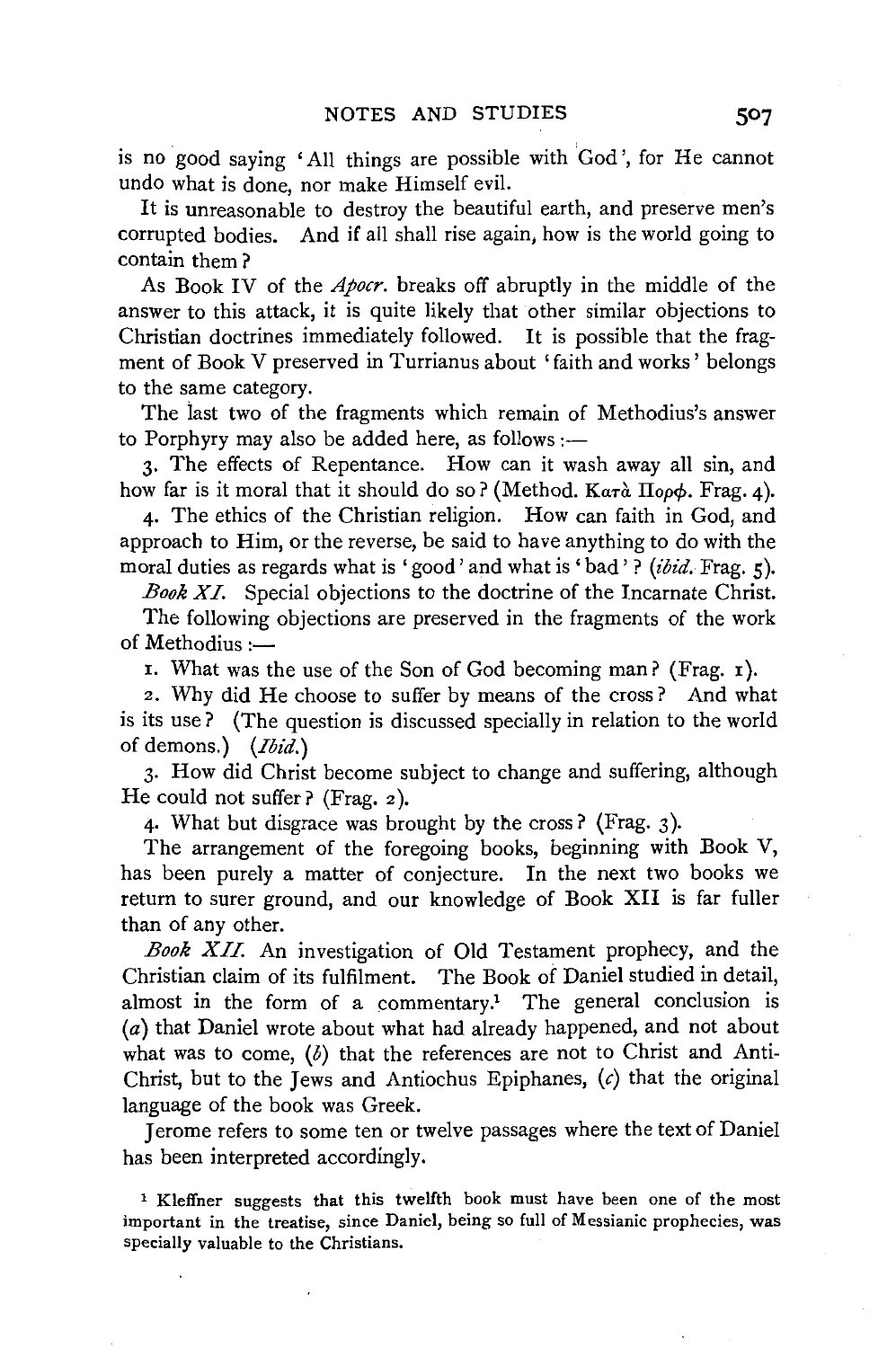is no good saying 'All things are possible with God', for He cannot undo what is done, nor make Himself evil.

It is unreasonable to destroy the beautiful earth, and preserve men's corrupted bodies. And if all shall rise again, how is the world going to contain them?

As Book IV of the *Apocr.* breaks off abruptly in the middle of the answer to this attack, it is quite likely that other similar objections to Christian doctrines immediately followed. It is possible that the fragment of Book V preserved in Turrianus about 'faith and works' belongs to the same category.

The last two of the fragments which remain of Methodius's answer to Porphyry may also be added here, as follows:—

3. The effects of Repentance. How can it wash away all sin, and how far is it moral that it should do so? (Method. Κατὰ Πορφ. Frag. 4).

4. The ethics of the Christian religion. How can faith in God, and approach to Him, or the reverse, be said to have anything to do with the moral duties as regards what is 'good' and what is 'bad'? (*ibid.* Frag. 5).

*Book XI.* Special objections to the doctrine of the Incarnate Christ.

The following objections are preserved in the fragments of the work of Methodius:—

1. What was the use of the Son of God becoming man? (Frag. 1).

2. Why did He choose to suffer by means of the cross? And what is its use? (The question is discussed specially in relation to the world of demons.) (*Ibid.*)

3. How did Christ become subject to change and suffering, although He could not suffer? (Frag. 2).

4. What but disgrace was brought by the cross? (Frag. 3).

The arrangement of the foregoing books, beginning with Book V, has been purely a matter of conjecture. In the next two books we return to surer ground, and our knowledge of Book XII is far fuller than of any other.

*Book XII.* An investigation of Old Testament prophecy, and the Christian claim of its fulfilment. The Book of Daniel studied in detail, almost in the form of a commentary.[1] The general conclusion is (*a*) that Daniel wrote about what had already happened, and not about what was to come, (*b*) that the references are not to Christ and Anti-Christ, but to the Jews and Antiochus Epiphanes, (*c*) that the original language of the book was Greek.

Jerome refers to some ten or twelve passages where the text of Daniel has been interpreted accordingly.

[1] Kleffner suggests that this twelfth book must have been one of the most important in the treatise, since Daniel, being so full of Messianic prophecies, was specially valuable to the Christians.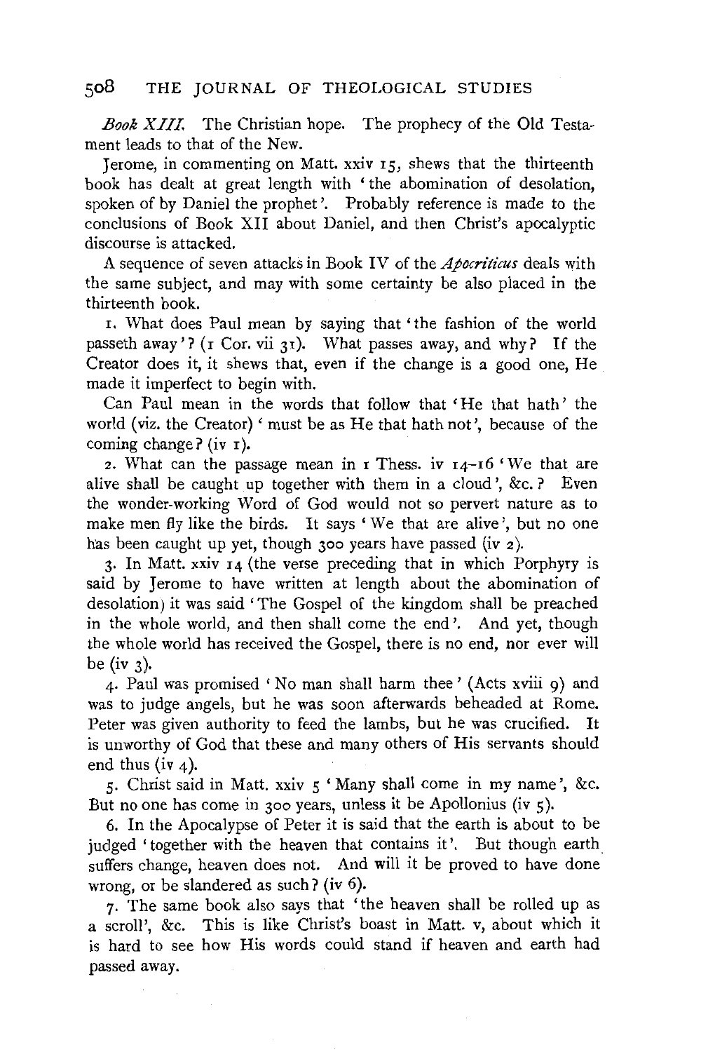*Book XIII.* The Christian hope. The prophecy of the Old Testament leads to that of the New.

Jerome, in commenting on Matt. xxiv 15, shews that the thirteenth book has dealt at great length with 'the abomination of desolation, spoken of by Daniel the prophet'. Probably reference is made to the conclusions of Book XII about Daniel, and then Christ's apocalyptic discourse is attacked.

A sequence of seven attacks in Book IV of the *Apocriticus* deals with the same subject, and may with some certainty be also placed in the thirteenth book.

1. What does Paul mean by saying that 'the fashion of the world passeth away'? (1 Cor. vii 31). What passes away, and why? If the Creator does it, it shews that, even if the change is a good one, He made it imperfect to begin with.

Can Paul mean in the words that follow that 'He that hath' the world (viz. the Creator) 'must be as He that hath not', because of the coming change? (iv 1).

2. What can the passage mean in 1 Thess. iv 14–16 'We that are alive shall be caught up together with them in a cloud', &c.? Even the wonder-working Word of God would not so pervert nature as to make men fly like the birds. It says 'We that are alive', but no one has been caught up yet, though 300 years have passed (iv 2).

3. In Matt. xxiv 14 (the verse preceding that in which Porphyry is said by Jerome to have written at length about the abomination of desolation) it was said 'The Gospel of the kingdom shall be preached in the whole world, and then shall come the end'. And yet, though the whole world has received the Gospel, there is no end, nor ever will be (iv 3).

4. Paul was promised 'No man shall harm thee' (Acts xviii 9) and was to judge angels, but he was soon afterwards beheaded at Rome. Peter was given authority to feed the lambs, but he was crucified. It is unworthy of God that these and many others of His servants should end thus (iv 4).

5. Christ said in Matt. xxiv 5 'Many shall come in my name', &c. But no one has come in 300 years, unless it be Apollonius (iv 5).

6. In the Apocalypse of Peter it is said that the earth is about to be judged 'together with the heaven that contains it'. But though earth suffers change, heaven does not. And will it be proved to have done wrong, or be slandered as such? (iv 6).

7. The same book also says that 'the heaven shall be rolled up as a scroll', &c. This is like Christ's boast in Matt. v, about which it is hard to see how His words could stand if heaven and earth had passed away.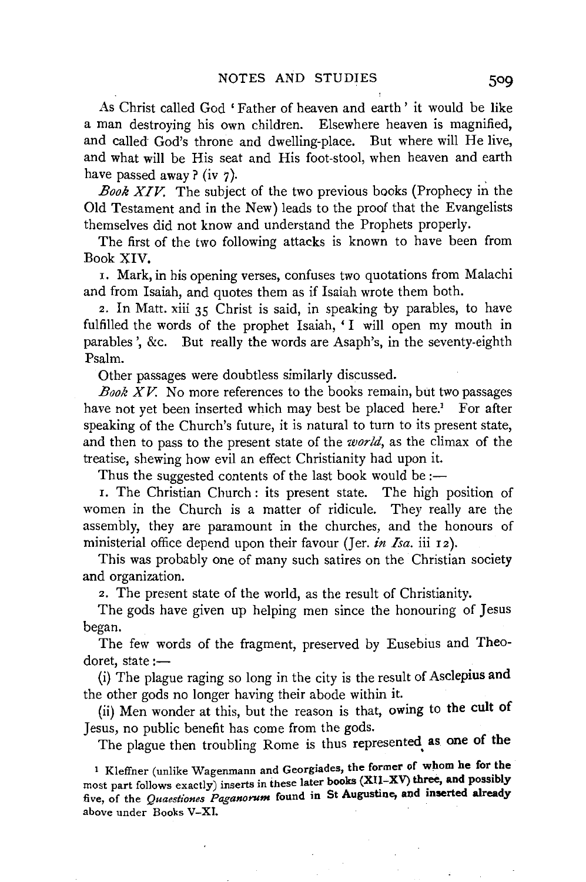As Christ called God 'Father of heaven and earth' it would be like a man destroying his own children. Elsewhere heaven is magnified, and called God's throne and dwelling-place. But where will He live, and what will be His seat and His foot-stool, when heaven and earth have passed away? (iv 7).

*Book XIV.* The subject of the two previous books (Prophecy in the Old Testament and in the New) leads to the proof that the Evangelists themselves did not know and understand the Prophets properly.

The first of the two following attacks is known to have been from Book XIV.

1. Mark, in his opening verses, confuses two quotations from Malachi and from Isaiah, and quotes them as if Isaiah wrote them both.

2. In Matt. xiii 35 Christ is said, in speaking by parables, to have fulfilled the words of the prophet Isaiah, 'I will open my mouth in parables', &c. But really the words are Asaph's, in the seventy-eighth Psalm.

Other passages were doubtless similarly discussed.

*Book XV.* No more references to the books remain, but two passages have not yet been inserted which may best be placed here.[1] For after speaking of the Church's future, it is natural to turn to its present state, and then to pass to the present state of the *world*, as the climax of the treatise, shewing how evil an effect Christianity had upon it.

Thus the suggested contents of the last book would be:—

1. The Christian Church: its present state. The high position of women in the Church is a matter of ridicule. They really are the assembly, they are paramount in the churches, and the honours of ministerial office depend upon their favour (Jer. *in Isa.* iii 12).

This was probably one of many such satires on the Christian society and organization.

2. The present state of the world, as the result of Christianity.

The gods have given up helping men since the honouring of Jesus began.

The few words of the fragment, preserved by Eusebius and Theodoret, state:—

(i) The plague raging so long in the city is the result of Asclepius and the other gods no longer having their abode within it.

(ii) Men wonder at this, but the reason is that, owing to the cult of Jesus, no public benefit has come from the gods.

The plague then troubling Rome is thus represented as one of the

[1] Kleffner (unlike Wagenmann and Georgiades, the former of whom he for the most part follows exactly) inserts in these later books (XII–XV) three, and possibly five, of the *Quaestiones Paganorum* found in St Augustine, and inserted already above under Books V–XI.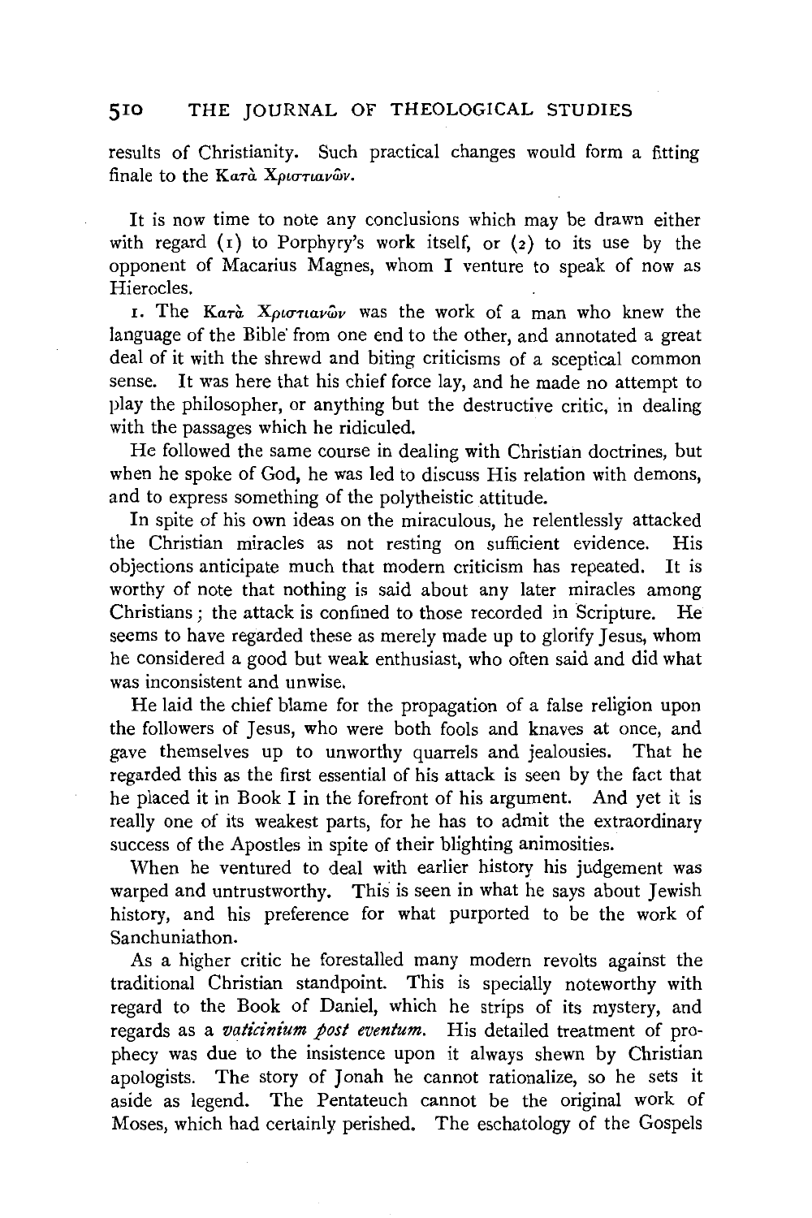results of Christianity. Such practical changes would form a fitting finale to the Κατὰ Χριστιανῶν.

It is now time to note any conclusions which may be drawn either with regard (1) to Porphyry's work itself, or (2) to its use by the opponent of Macarius Magnes, whom I venture to speak of now as Hierocles.

1. The Κατὰ Χριστιανῶν was the work of a man who knew the language of the Bible from one end to the other, and annotated a great deal of it with the shrewd and biting criticisms of a sceptical common sense. It was here that his chief force lay, and he made no attempt to play the philosopher, or anything but the destructive critic, in dealing with the passages which he ridiculed.

He followed the same course in dealing with Christian doctrines, but when he spoke of God, he was led to discuss His relation with demons, and to express something of the polytheistic attitude.

In spite of his own ideas on the miraculous, he relentlessly attacked the Christian miracles as not resting on sufficient evidence. His objections anticipate much that modern criticism has repeated. It is worthy of note that nothing is said about any later miracles among Christians; the attack is confined to those recorded in Scripture. He seems to have regarded these as merely made up to glorify Jesus, whom he considered a good but weak enthusiast, who often said and did what was inconsistent and unwise.

He laid the chief blame for the propagation of a false religion upon the followers of Jesus, who were both fools and knaves at once, and gave themselves up to unworthy quarrels and jealousies. That he regarded this as the first essential of his attack is seen by the fact that he placed it in Book I in the forefront of his argument. And yet it is really one of its weakest parts, for he has to admit the extraordinary success of the Apostles in spite of their blighting animosities.

When he ventured to deal with earlier history his judgement was warped and untrustworthy. This is seen in what he says about Jewish history, and his preference for what purported to be the work of Sanchuniathon.

As a higher critic he forestalled many modern revolts against the traditional Christian standpoint. This is specially noteworthy with regard to the Book of Daniel, which he strips of its mystery, and regards as a *vaticinium post eventum*. His detailed treatment of prophecy was due to the insistence upon it always shewn by Christian apologists. The story of Jonah he cannot rationalize, so he sets it aside as legend. The Pentateuch cannot be the original work of Moses, which had certainly perished. The eschatology of the Gospels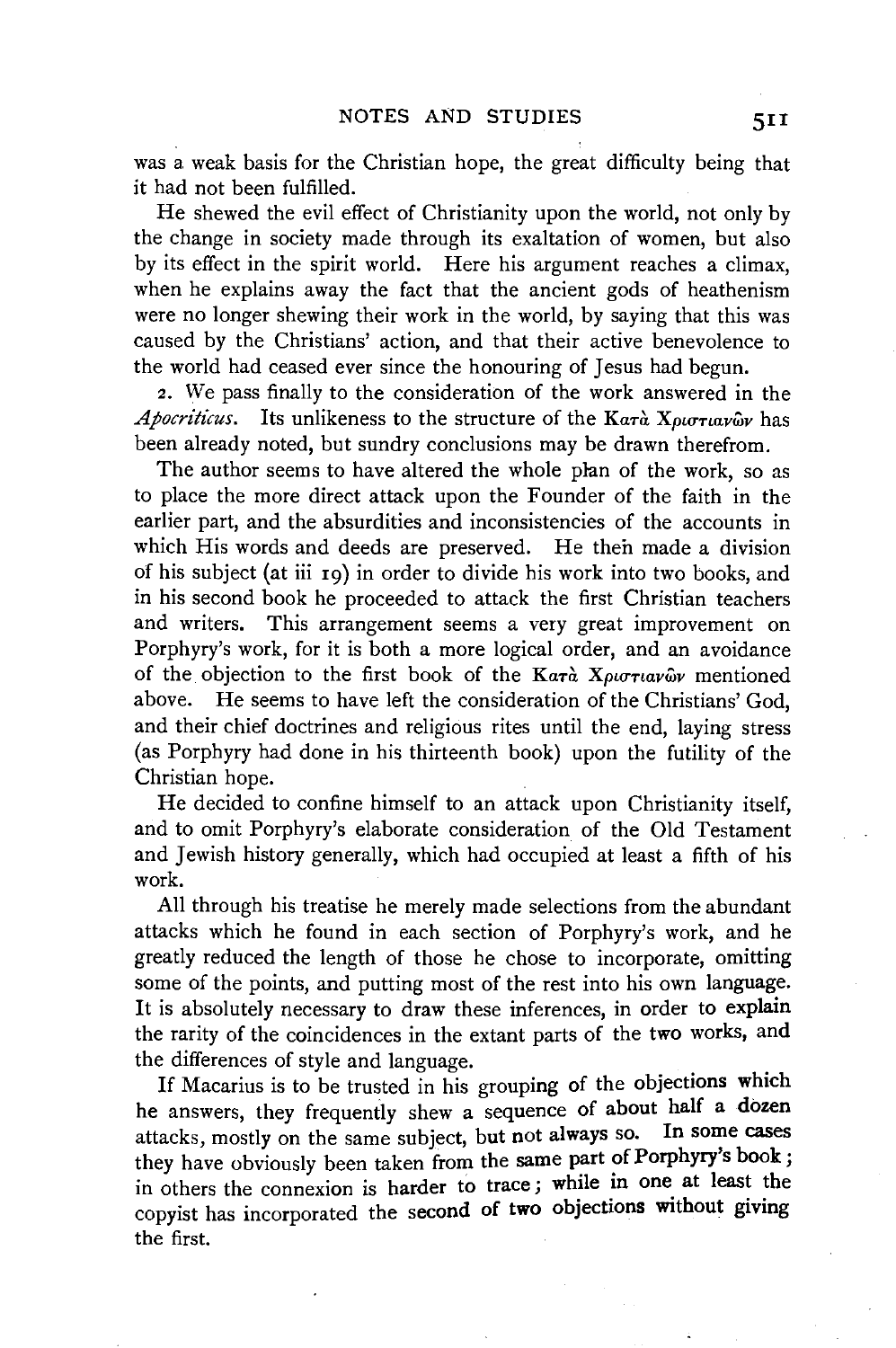was a weak basis for the Christian hope, the great difficulty being that it had not been fulfilled.

He shewed the evil effect of Christianity upon the world, not only by the change in society made through its exaltation of women, but also by its effect in the spirit world. Here his argument reaches a climax, when he explains away the fact that the ancient gods of heathenism were no longer shewing their work in the world, by saying that this was caused by the Christians' action, and that their active benevolence to the world had ceased ever since the honouring of Jesus had begun.

2. We pass finally to the consideration of the work answered in the *Apocriticus*. Its unlikeness to the structure of the Κατὰ Χριστιανῶν has been already noted, but sundry conclusions may be drawn therefrom.

The author seems to have altered the whole plan of the work, so as to place the more direct attack upon the Founder of the faith in the earlier part, and the absurdities and inconsistencies of the accounts in which His words and deeds are preserved. He then made a division of his subject (at iii 19) in order to divide his work into two books, and in his second book he proceeded to attack the first Christian teachers and writers. This arrangement seems a very great improvement on Porphyry's work, for it is both a more logical order, and an avoidance of the objection to the first book of the Κατὰ Χριστιανῶν mentioned above. He seems to have left the consideration of the Christians' God, and their chief doctrines and religious rites until the end, laying stress (as Porphyry had done in his thirteenth book) upon the futility of the Christian hope.

He decided to confine himself to an attack upon Christianity itself, and to omit Porphyry's elaborate consideration of the Old Testament and Jewish history generally, which had occupied at least a fifth of his work.

All through his treatise he merely made selections from the abundant attacks which he found in each section of Porphyry's work, and he greatly reduced the length of those he chose to incorporate, omitting some of the points, and putting most of the rest into his own language. It is absolutely necessary to draw these inferences, in order to explain the rarity of the coincidences in the extant parts of the two works, and the differences of style and language.

If Macarius is to be trusted in his grouping of the objections which he answers, they frequently shew a sequence of about half a dozen attacks, mostly on the same subject, but not always so. In some cases they have obviously been taken from the same part of Porphyry's book; in others the connexion is harder to trace; while in one at least the copyist has incorporated the second of two objections without giving the first.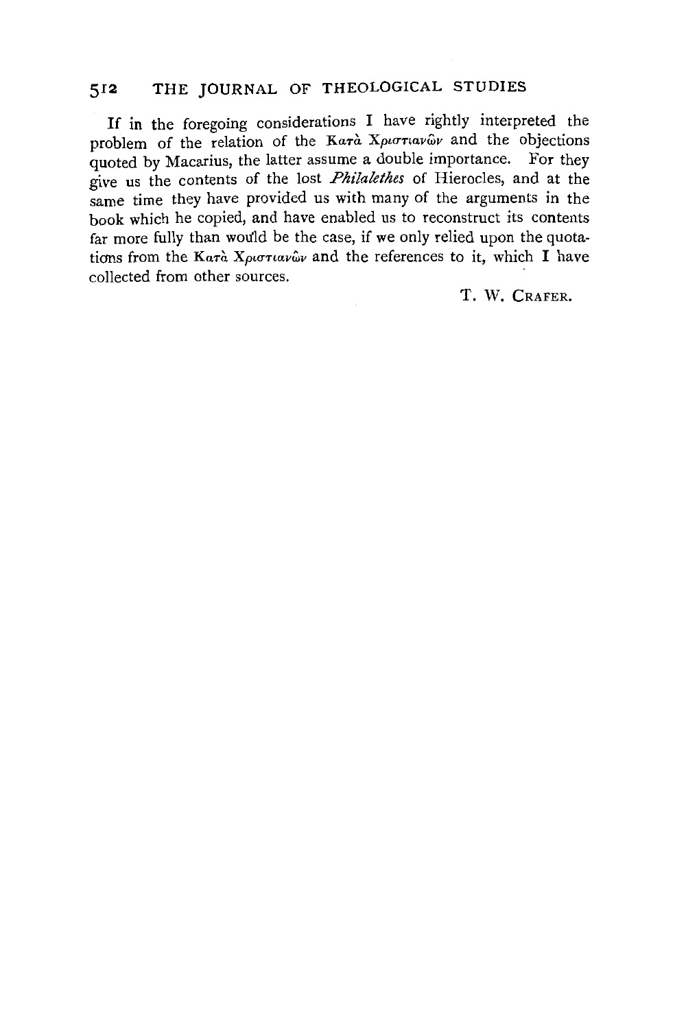If in the foregoing considerations I have rightly interpreted the problem of the relation of the Κατὰ Χριστιανῶν and the objections quoted by Macarius, the latter assume a double importance. For they give us the contents of the lost *Philalethes* of Hierocles, and at the same time they have provided us with many of the arguments in the book which he copied, and have enabled us to reconstruct its contents far more fully than would be the case, if we only relied upon the quotations from the Κατὰ Χριστιανῶν and the references to it, which I have collected from other sources.

T. W. Crafer.